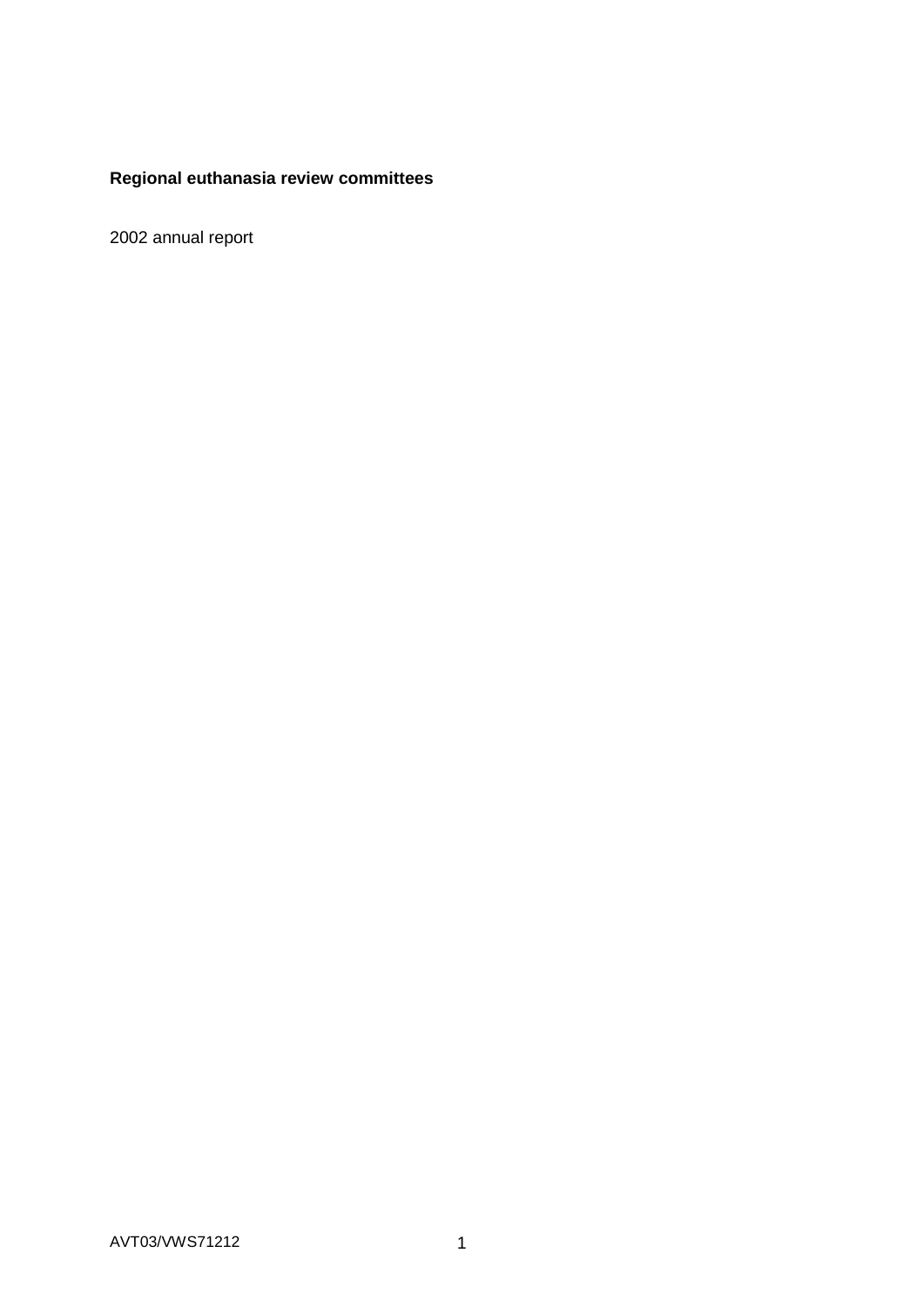**Regional euthanasia review committees**

2002 annual report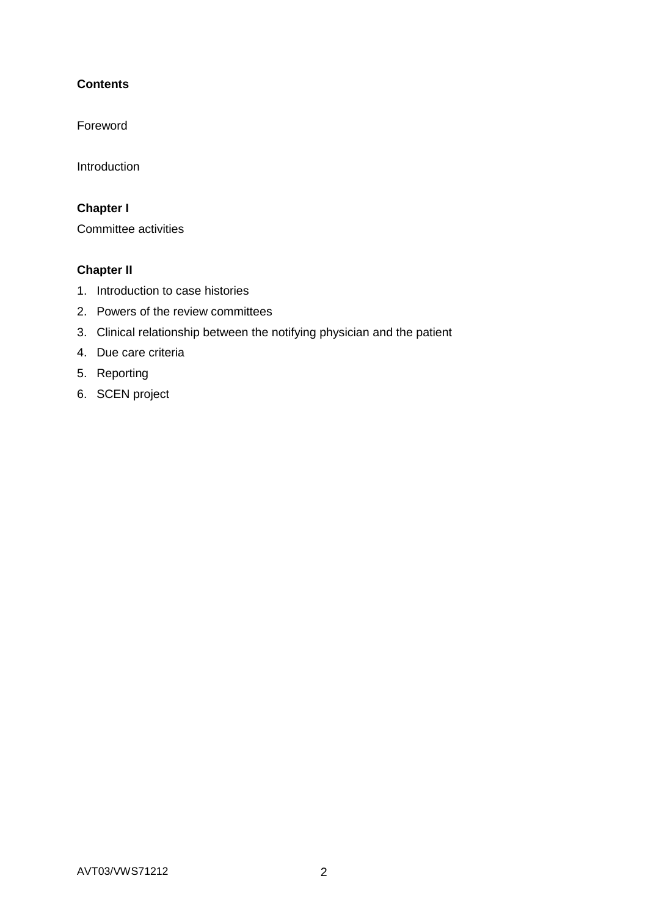**Contents**

Foreword

Introduction

**Chapter I**

Committee activities

**Chapter II**

1. Introduction to case histories
2. Powers of the review committees
3. Clinical relationship between the notifying physician and the patient
4. Due care criteria
5. Reporting
6. SCEN project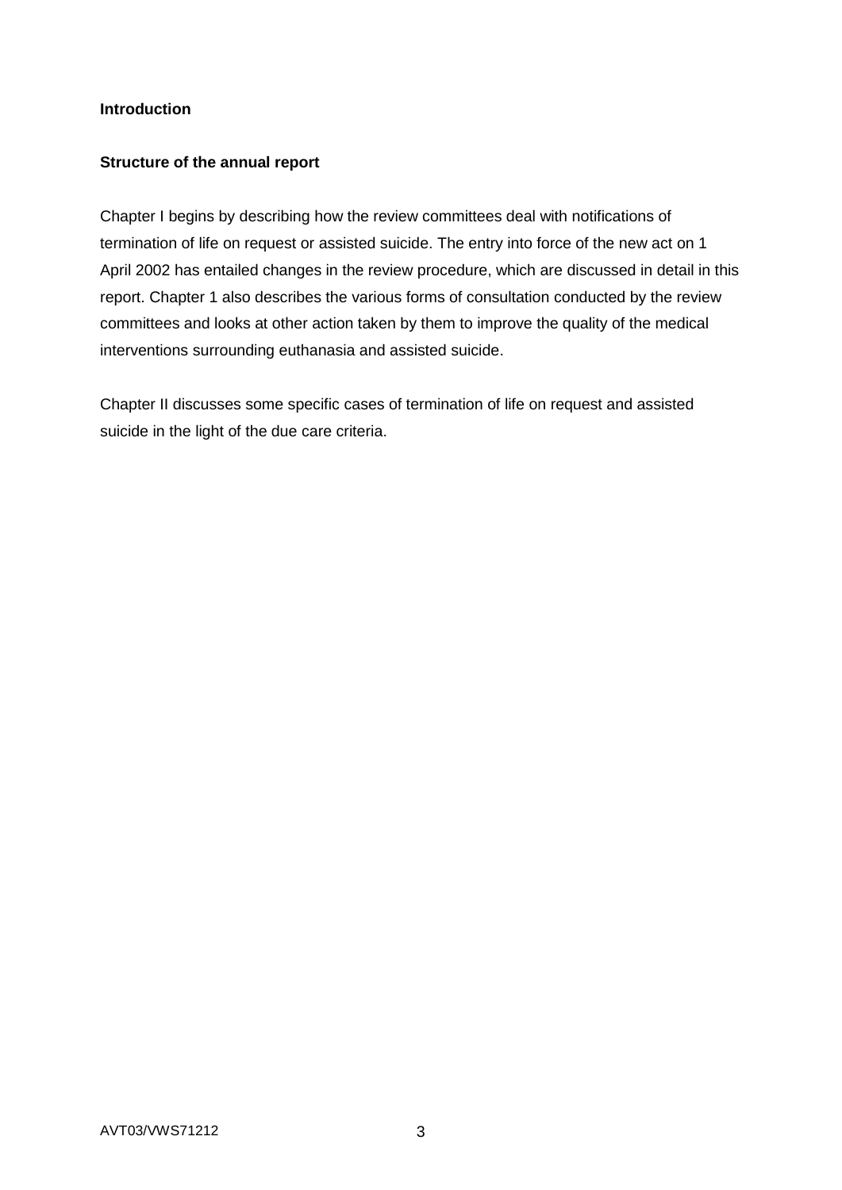## Introduction

### Structure of the annual report

Chapter I begins by describing how the review committees deal with notifications of termination of life on request or assisted suicide. The entry into force of the new act on 1 April 2002 has entailed changes in the review procedure, which are discussed in detail in this report. Chapter 1 also describes the various forms of consultation conducted by the review committees and looks at other action taken by them to improve the quality of the medical interventions surrounding euthanasia and assisted suicide.

Chapter II discusses some specific cases of termination of life on request and assisted suicide in the light of the due care criteria.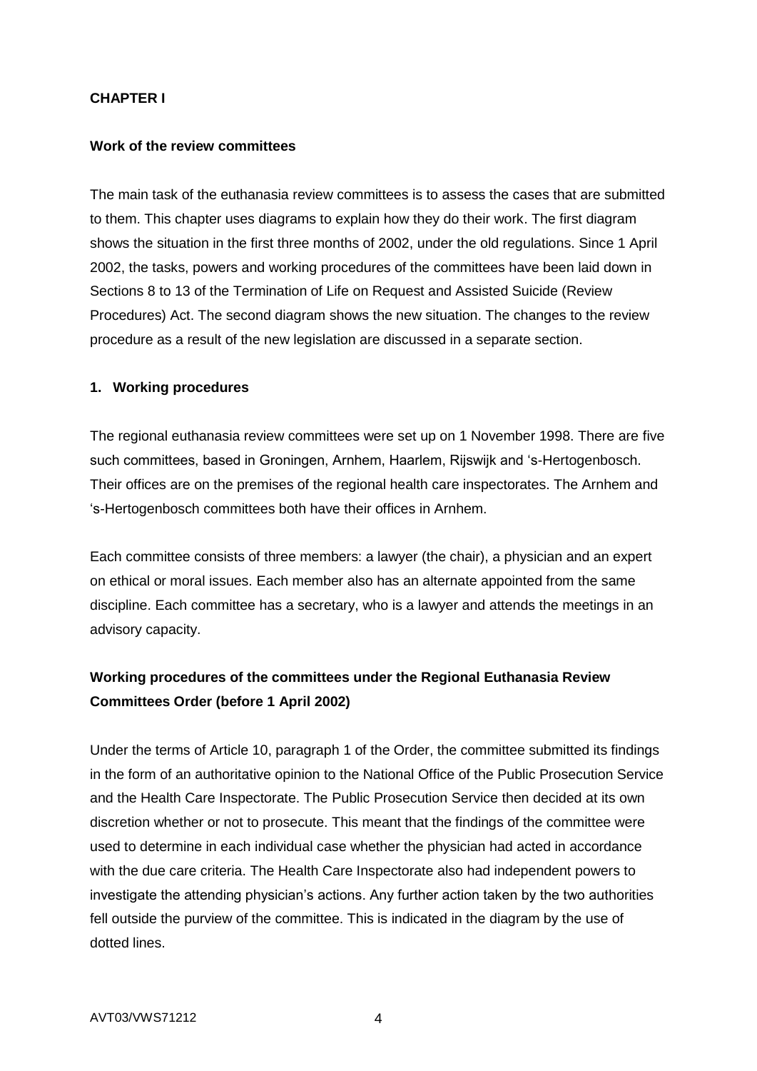## CHAPTER I

### Work of the review committees

The main task of the euthanasia review committees is to assess the cases that are submitted to them. This chapter uses diagrams to explain how they do their work. The first diagram shows the situation in the first three months of 2002, under the old regulations. Since 1 April 2002, the tasks, powers and working procedures of the committees have been laid down in Sections 8 to 13 of the Termination of Life on Request and Assisted Suicide (Review Procedures) Act. The second diagram shows the new situation. The changes to the review procedure as a result of the new legislation are discussed in a separate section.

### 1. Working procedures

The regional euthanasia review committees were set up on 1 November 1998. There are five such committees, based in Groningen, Arnhem, Haarlem, Rijswijk and 's-Hertogenbosch. Their offices are on the premises of the regional health care inspectorates. The Arnhem and 's-Hertogenbosch committees both have their offices in Arnhem.

Each committee consists of three members: a lawyer (the chair), a physician and an expert on ethical or moral issues. Each member also has an alternate appointed from the same discipline. Each committee has a secretary, who is a lawyer and attends the meetings in an advisory capacity.

#### Working procedures of the committees under the Regional Euthanasia Review Committees Order (before 1 April 2002)

Under the terms of Article 10, paragraph 1 of the Order, the committee submitted its findings in the form of an authoritative opinion to the National Office of the Public Prosecution Service and the Health Care Inspectorate. The Public Prosecution Service then decided at its own discretion whether or not to prosecute. This meant that the findings of the committee were used to determine in each individual case whether the physician had acted in accordance with the due care criteria. The Health Care Inspectorate also had independent powers to investigate the attending physician's actions. Any further action taken by the two authorities fell outside the purview of the committee. This is indicated in the diagram by the use of dotted lines.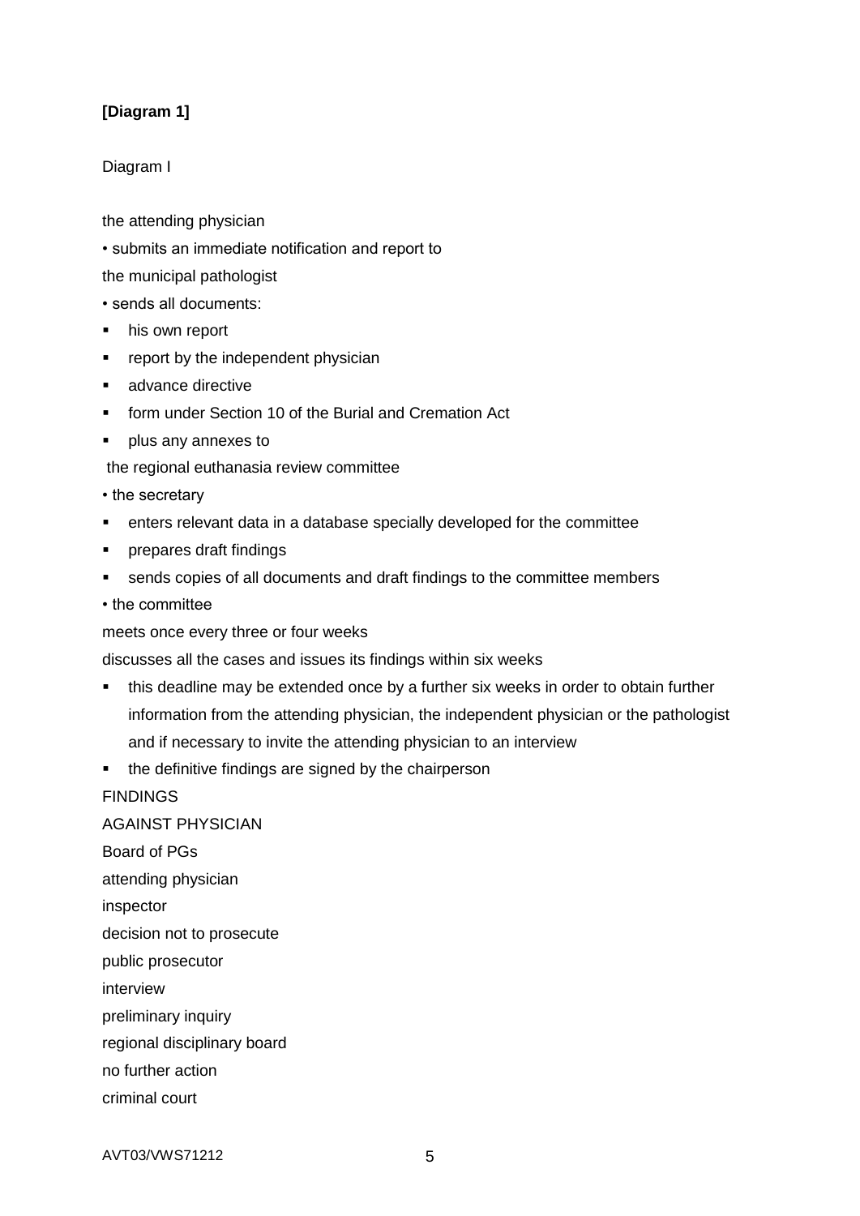**[Diagram 1]**

Diagram I

the attending physician

• submits an immediate notification and report to

the municipal pathologist

• sends all documents:

- his own report
- report by the independent physician
- advance directive
- form under Section 10 of the Burial and Cremation Act
- plus any annexes to

the regional euthanasia review committee

• the secretary

- enters relevant data in a database specially developed for the committee
- prepares draft findings
- sends copies of all documents and draft findings to the committee members

• the committee

meets once every three or four weeks

discusses all the cases and issues its findings within six weeks

- this deadline may be extended once by a further six weeks in order to obtain further information from the attending physician, the independent physician or the pathologist and if necessary to invite the attending physician to an interview
- the definitive findings are signed by the chairperson

FINDINGS

AGAINST PHYSICIAN

Board of PGs

attending physician

inspector

decision not to prosecute

public prosecutor

interview

preliminary inquiry

regional disciplinary board

no further action

criminal court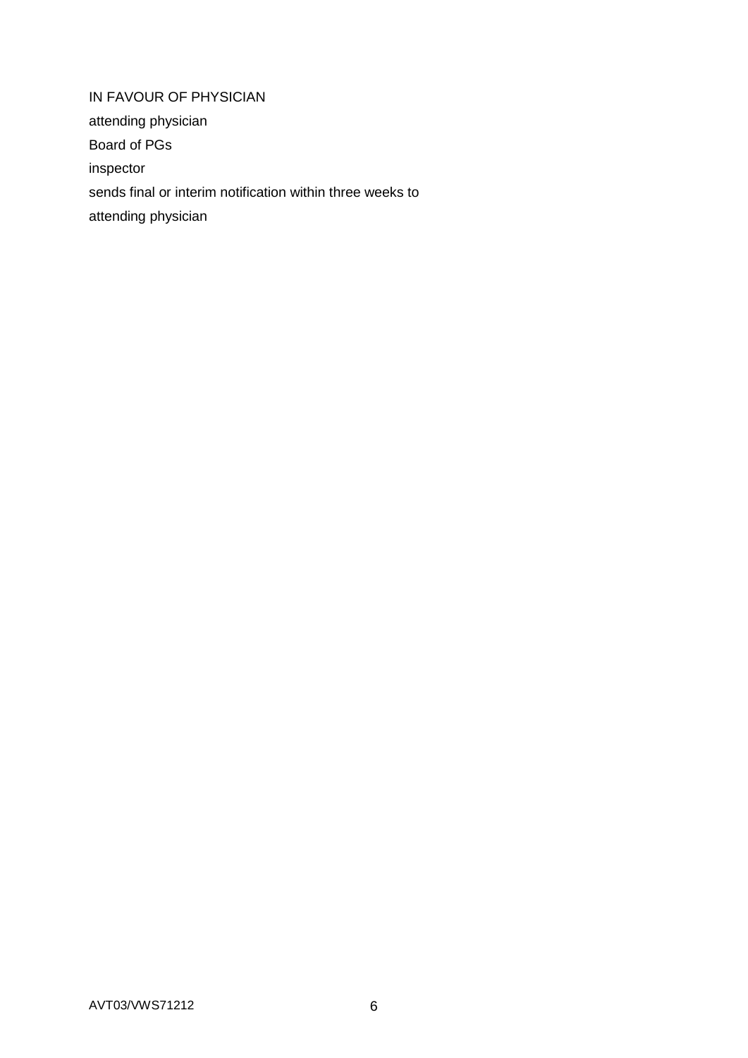IN FAVOUR OF PHYSICIAN

attending physician

Board of PGs

inspector

sends final or interim notification within three weeks to

attending physician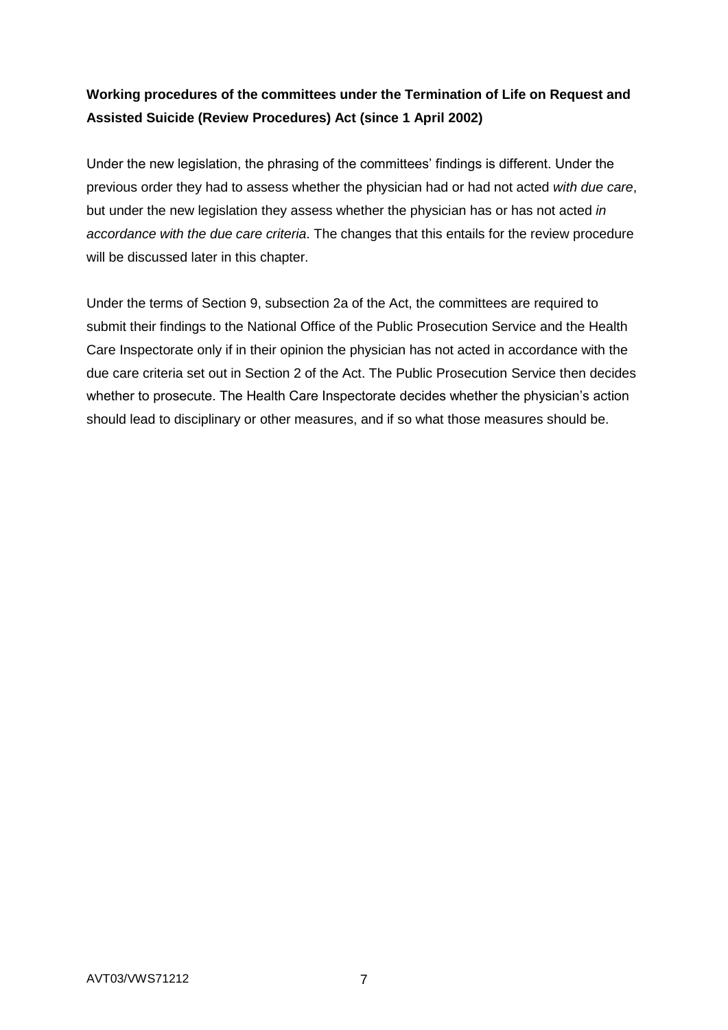**Working procedures of the committees under the Termination of Life on Request and Assisted Suicide (Review Procedures) Act (since 1 April 2002)**

Under the new legislation, the phrasing of the committees' findings is different. Under the previous order they had to assess whether the physician had or had not acted *with due care*, but under the new legislation they assess whether the physician has or has not acted *in accordance with the due care criteria*. The changes that this entails for the review procedure will be discussed later in this chapter.

Under the terms of Section 9, subsection 2a of the Act, the committees are required to submit their findings to the National Office of the Public Prosecution Service and the Health Care Inspectorate only if in their opinion the physician has not acted in accordance with the due care criteria set out in Section 2 of the Act. The Public Prosecution Service then decides whether to prosecute. The Health Care Inspectorate decides whether the physician's action should lead to disciplinary or other measures, and if so what those measures should be.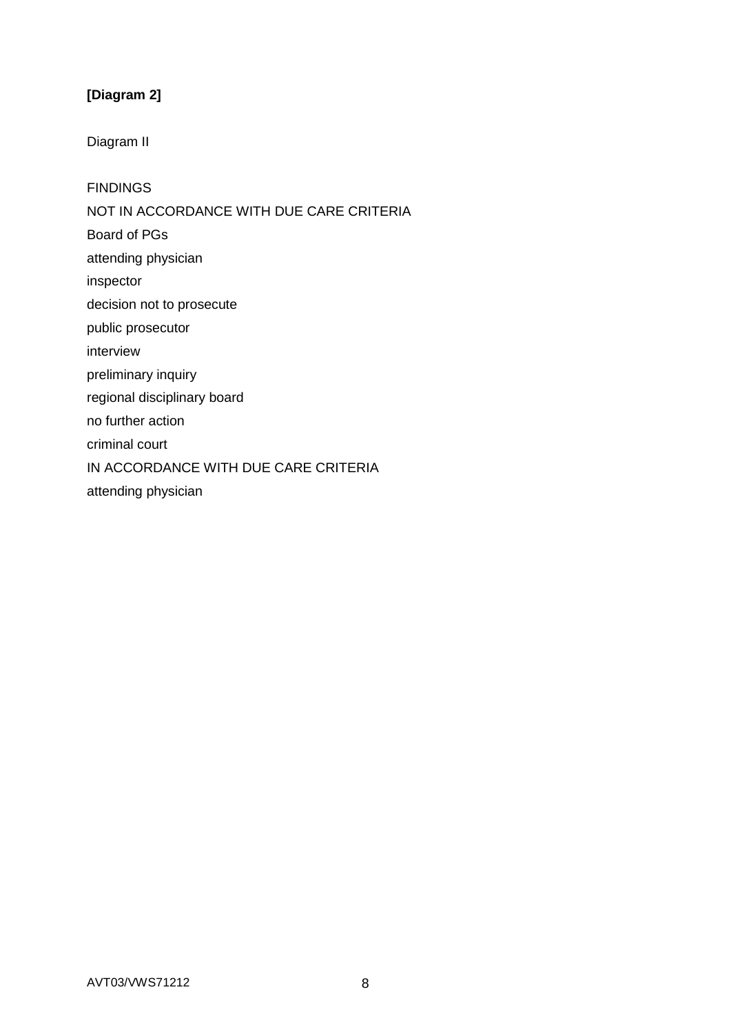**[Diagram 2]**

Diagram II

FINDINGS

NOT IN ACCORDANCE WITH DUE CARE CRITERIA

Board of PGs

attending physician

inspector

decision not to prosecute

public prosecutor

interview

preliminary inquiry

regional disciplinary board

no further action

criminal court

IN ACCORDANCE WITH DUE CARE CRITERIA

attending physician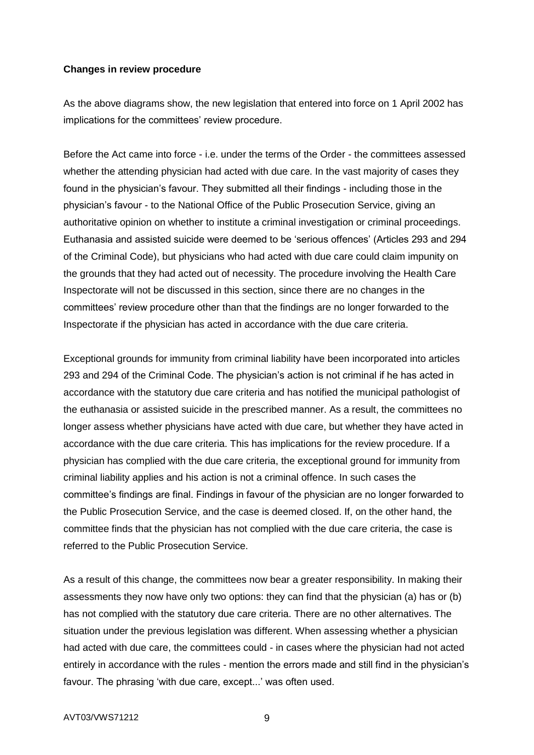**Changes in review procedure**

As the above diagrams show, the new legislation that entered into force on 1 April 2002 has implications for the committees' review procedure.

Before the Act came into force - i.e. under the terms of the Order - the committees assessed whether the attending physician had acted with due care. In the vast majority of cases they found in the physician's favour. They submitted all their findings - including those in the physician's favour - to the National Office of the Public Prosecution Service, giving an authoritative opinion on whether to institute a criminal investigation or criminal proceedings. Euthanasia and assisted suicide were deemed to be 'serious offences' (Articles 293 and 294 of the Criminal Code), but physicians who had acted with due care could claim impunity on the grounds that they had acted out of necessity. The procedure involving the Health Care Inspectorate will not be discussed in this section, since there are no changes in the committees' review procedure other than that the findings are no longer forwarded to the Inspectorate if the physician has acted in accordance with the due care criteria.

Exceptional grounds for immunity from criminal liability have been incorporated into articles 293 and 294 of the Criminal Code. The physician's action is not criminal if he has acted in accordance with the statutory due care criteria and has notified the municipal pathologist of the euthanasia or assisted suicide in the prescribed manner. As a result, the committees no longer assess whether physicians have acted with due care, but whether they have acted in accordance with the due care criteria. This has implications for the review procedure. If a physician has complied with the due care criteria, the exceptional ground for immunity from criminal liability applies and his action is not a criminal offence. In such cases the committee's findings are final. Findings in favour of the physician are no longer forwarded to the Public Prosecution Service, and the case is deemed closed. If, on the other hand, the committee finds that the physician has not complied with the due care criteria, the case is referred to the Public Prosecution Service.

As a result of this change, the committees now bear a greater responsibility. In making their assessments they now have only two options: they can find that the physician (a) has or (b) has not complied with the statutory due care criteria. There are no other alternatives. The situation under the previous legislation was different. When assessing whether a physician had acted with due care, the committees could - in cases where the physician had not acted entirely in accordance with the rules - mention the errors made and still find in the physician's favour. The phrasing 'with due care, except...' was often used.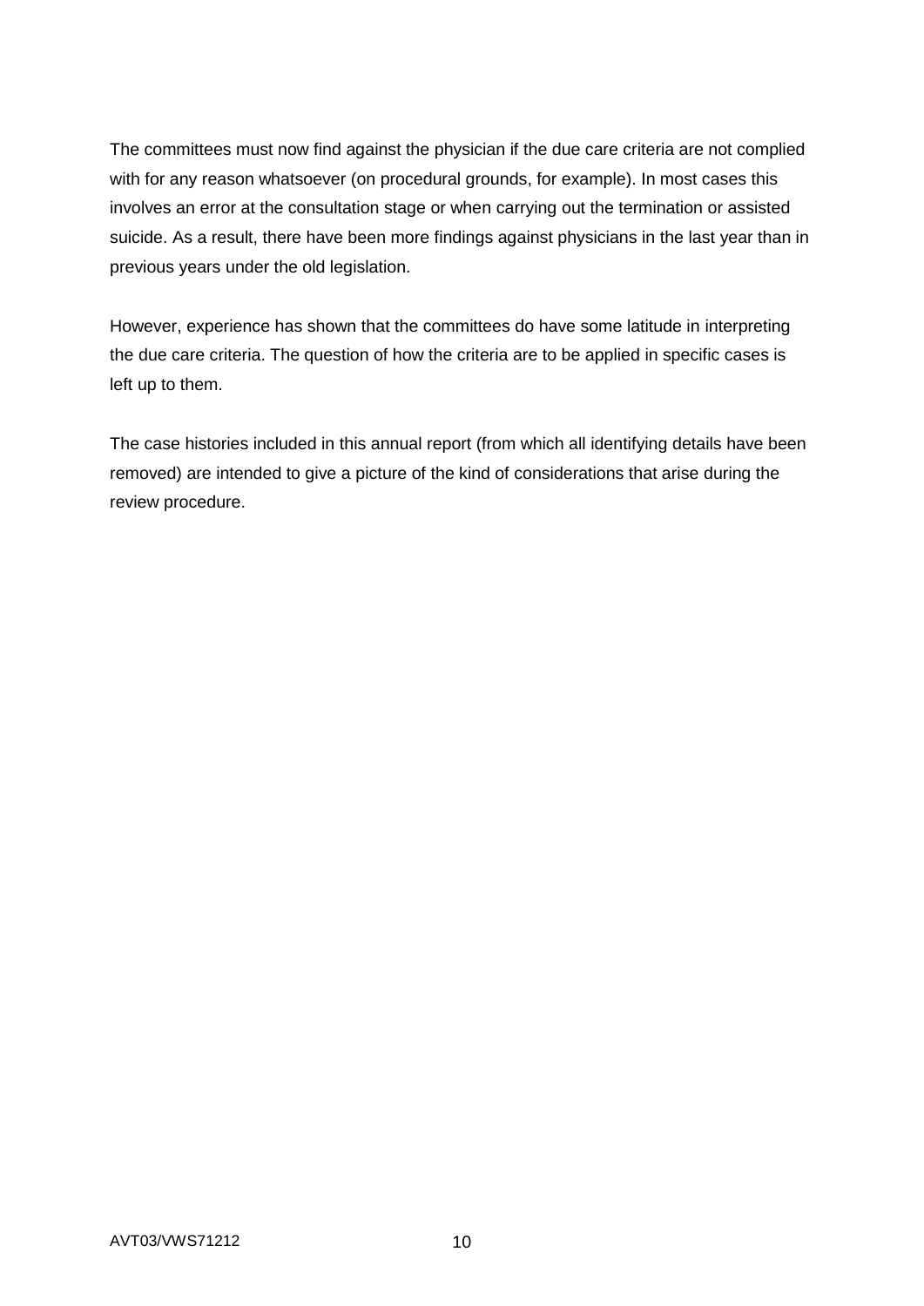The committees must now find against the physician if the due care criteria are not complied with for any reason whatsoever (on procedural grounds, for example). In most cases this involves an error at the consultation stage or when carrying out the termination or assisted suicide. As a result, there have been more findings against physicians in the last year than in previous years under the old legislation.

However, experience has shown that the committees do have some latitude in interpreting the due care criteria. The question of how the criteria are to be applied in specific cases is left up to them.

The case histories included in this annual report (from which all identifying details have been removed) are intended to give a picture of the kind of considerations that arise during the review procedure.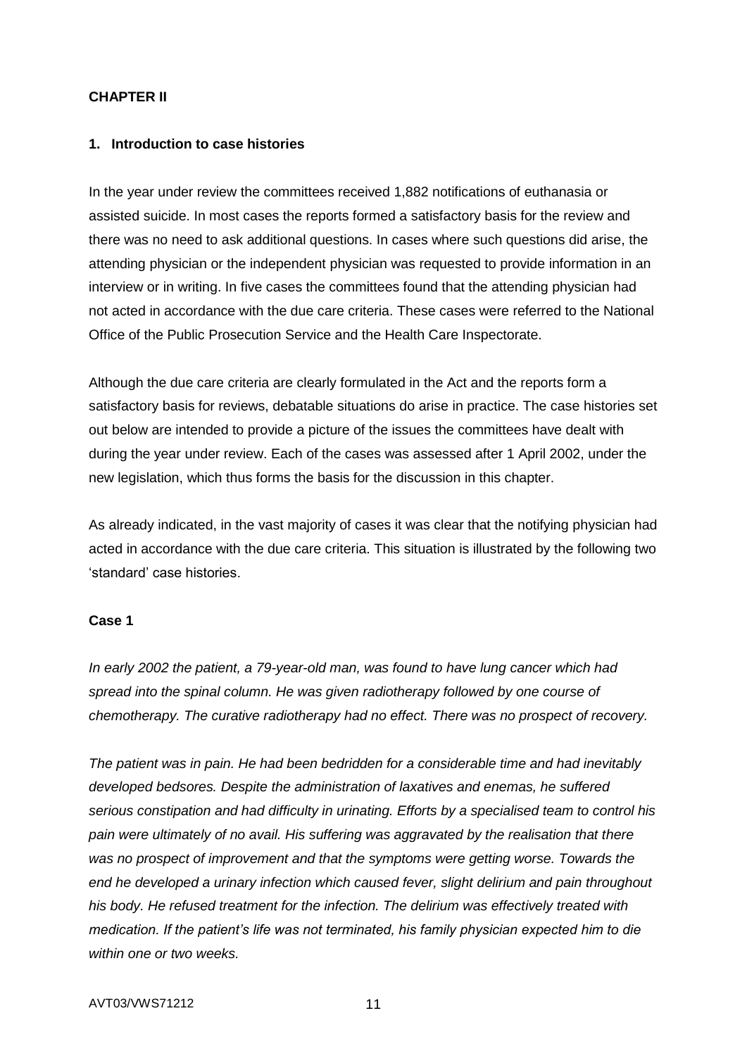**CHAPTER II**

**1. Introduction to case histories**

In the year under review the committees received 1,882 notifications of euthanasia or assisted suicide. In most cases the reports formed a satisfactory basis for the review and there was no need to ask additional questions. In cases where such questions did arise, the attending physician or the independent physician was requested to provide information in an interview or in writing. In five cases the committees found that the attending physician had not acted in accordance with the due care criteria. These cases were referred to the National Office of the Public Prosecution Service and the Health Care Inspectorate.

Although the due care criteria are clearly formulated in the Act and the reports form a satisfactory basis for reviews, debatable situations do arise in practice. The case histories set out below are intended to provide a picture of the issues the committees have dealt with during the year under review. Each of the cases was assessed after 1 April 2002, under the new legislation, which thus forms the basis for the discussion in this chapter.

As already indicated, in the vast majority of cases it was clear that the notifying physician had acted in accordance with the due care criteria. This situation is illustrated by the following two 'standard' case histories.

**Case 1**

*In early 2002 the patient, a 79-year-old man, was found to have lung cancer which had spread into the spinal column. He was given radiotherapy followed by one course of chemotherapy. The curative radiotherapy had no effect. There was no prospect of recovery.*

*The patient was in pain. He had been bedridden for a considerable time and had inevitably developed bedsores. Despite the administration of laxatives and enemas, he suffered serious constipation and had difficulty in urinating. Efforts by a specialised team to control his pain were ultimately of no avail. His suffering was aggravated by the realisation that there was no prospect of improvement and that the symptoms were getting worse. Towards the end he developed a urinary infection which caused fever, slight delirium and pain throughout his body. He refused treatment for the infection. The delirium was effectively treated with medication. If the patient's life was not terminated, his family physician expected him to die within one or two weeks.*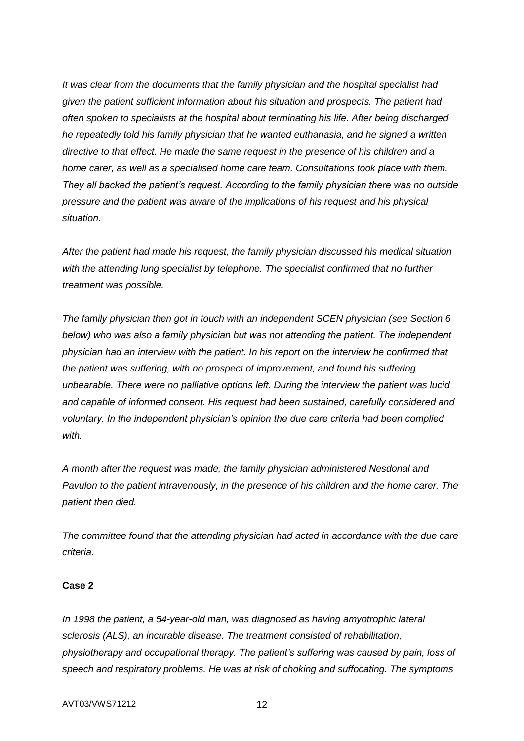*It was clear from the documents that the family physician and the hospital specialist had given the patient sufficient information about his situation and prospects. The patient had often spoken to specialists at the hospital about terminating his life. After being discharged he repeatedly told his family physician that he wanted euthanasia, and he signed a written directive to that effect. He made the same request in the presence of his children and a home carer, as well as a specialised home care team. Consultations took place with them. They all backed the patient's request. According to the family physician there was no outside pressure and the patient was aware of the implications of his request and his physical situation.*

*After the patient had made his request, the family physician discussed his medical situation with the attending lung specialist by telephone. The specialist confirmed that no further treatment was possible.*

*The family physician then got in touch with an independent SCEN physician (see Section 6 below) who was also a family physician but was not attending the patient. The independent physician had an interview with the patient. In his report on the interview he confirmed that the patient was suffering, with no prospect of improvement, and found his suffering unbearable. There were no palliative options left. During the interview the patient was lucid and capable of informed consent. His request had been sustained, carefully considered and voluntary. In the independent physician's opinion the due care criteria had been complied with.*

*A month after the request was made, the family physician administered Nesdonal and Pavulon to the patient intravenously, in the presence of his children and the home carer. The patient then died.*

*The committee found that the attending physician had acted in accordance with the due care criteria.*

**Case 2**

*In 1998 the patient, a 54-year-old man, was diagnosed as having amyotrophic lateral sclerosis (ALS), an incurable disease. The treatment consisted of rehabilitation, physiotherapy and occupational therapy. The patient's suffering was caused by pain, loss of speech and respiratory problems. He was at risk of choking and suffocating. The symptoms*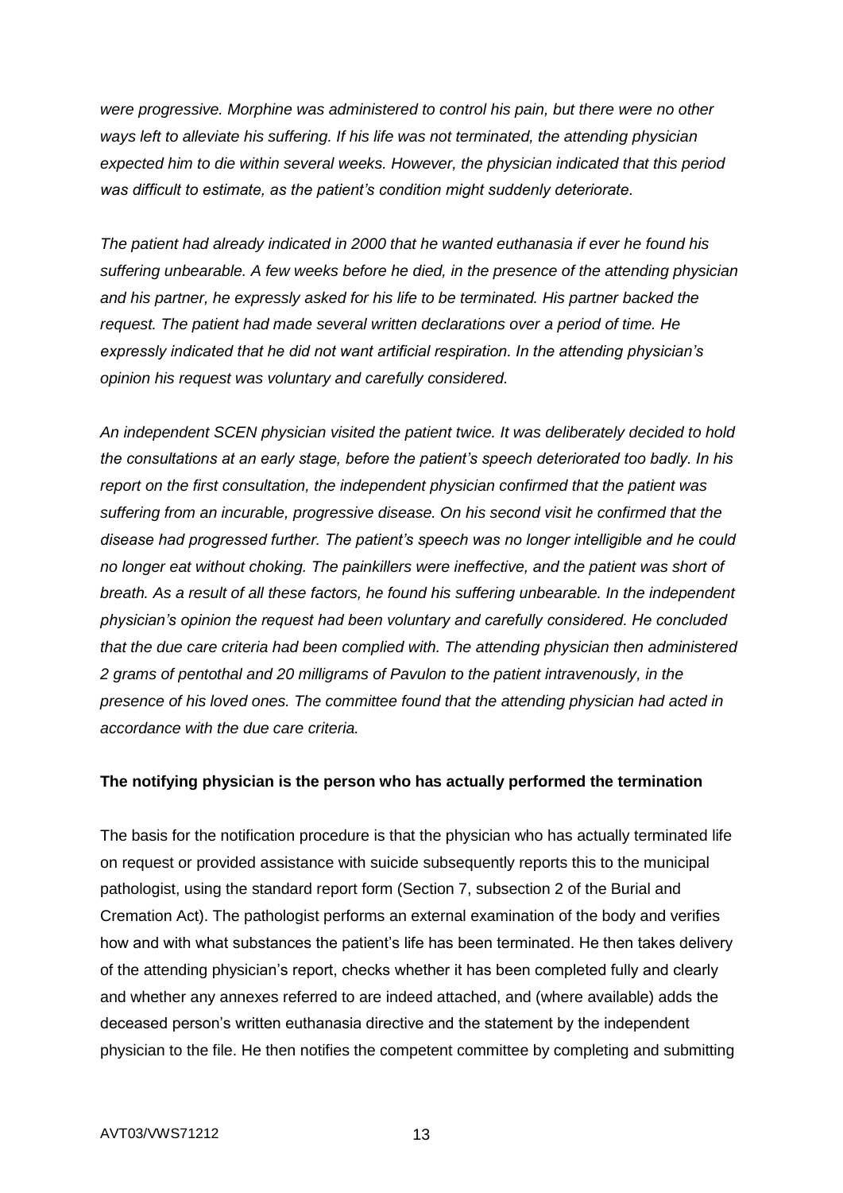*were progressive. Morphine was administered to control his pain, but there were no other ways left to alleviate his suffering. If his life was not terminated, the attending physician expected him to die within several weeks. However, the physician indicated that this period was difficult to estimate, as the patient's condition might suddenly deteriorate.*

*The patient had already indicated in 2000 that he wanted euthanasia if ever he found his suffering unbearable. A few weeks before he died, in the presence of the attending physician and his partner, he expressly asked for his life to be terminated. His partner backed the request. The patient had made several written declarations over a period of time. He expressly indicated that he did not want artificial respiration. In the attending physician's opinion his request was voluntary and carefully considered.*

*An independent SCEN physician visited the patient twice. It was deliberately decided to hold the consultations at an early stage, before the patient's speech deteriorated too badly. In his report on the first consultation, the independent physician confirmed that the patient was suffering from an incurable, progressive disease. On his second visit he confirmed that the disease had progressed further. The patient's speech was no longer intelligible and he could no longer eat without choking. The painkillers were ineffective, and the patient was short of breath. As a result of all these factors, he found his suffering unbearable. In the independent physician's opinion the request had been voluntary and carefully considered. He concluded that the due care criteria had been complied with. The attending physician then administered 2 grams of pentothal and 20 milligrams of Pavulon to the patient intravenously, in the presence of his loved ones. The committee found that the attending physician had acted in accordance with the due care criteria.*

**The notifying physician is the person who has actually performed the termination**

The basis for the notification procedure is that the physician who has actually terminated life on request or provided assistance with suicide subsequently reports this to the municipal pathologist, using the standard report form (Section 7, subsection 2 of the Burial and Cremation Act). The pathologist performs an external examination of the body and verifies how and with what substances the patient's life has been terminated. He then takes delivery of the attending physician's report, checks whether it has been completed fully and clearly and whether any annexes referred to are indeed attached, and (where available) adds the deceased person's written euthanasia directive and the statement by the independent physician to the file. He then notifies the competent committee by completing and submitting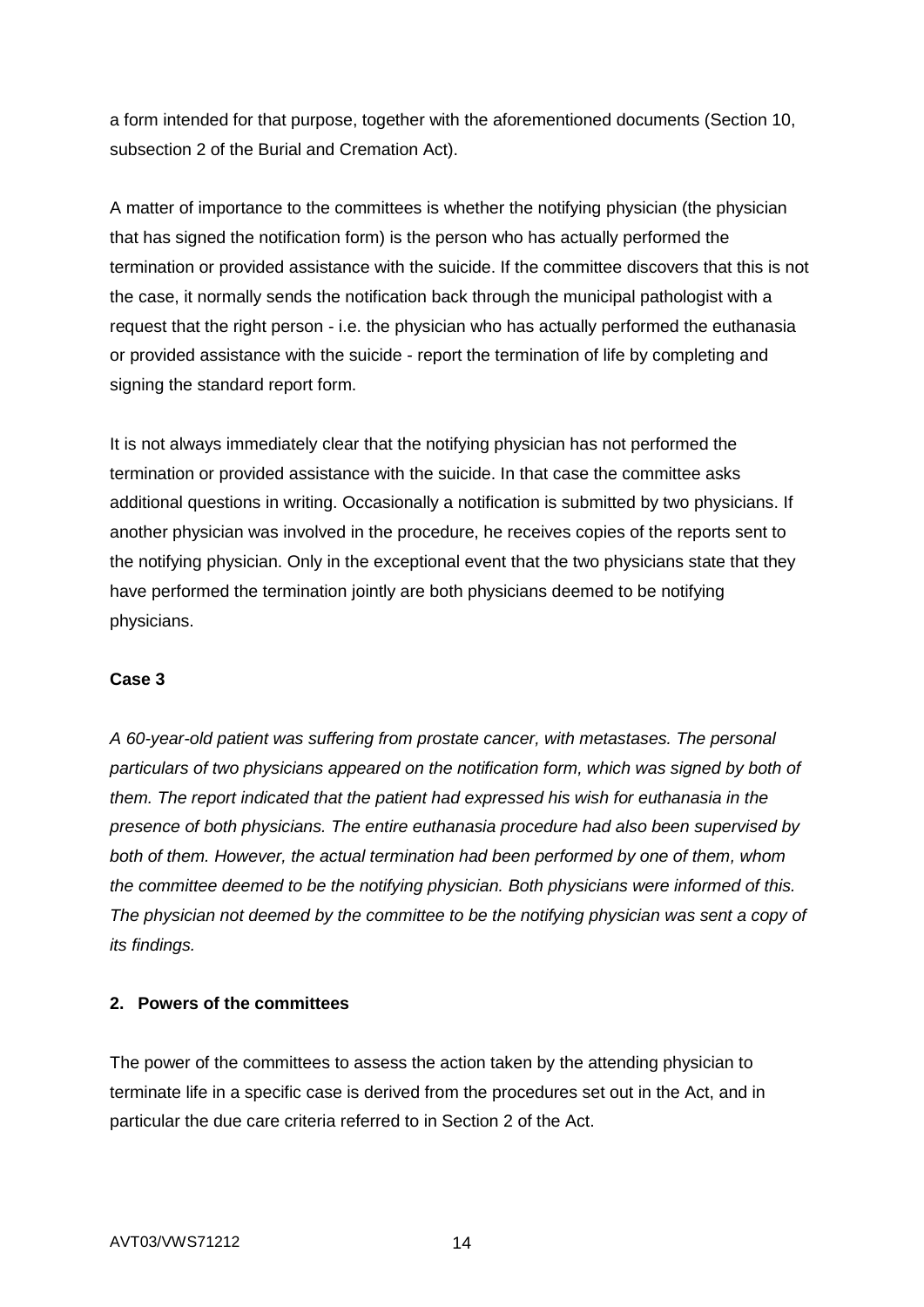a form intended for that purpose, together with the aforementioned documents (Section 10, subsection 2 of the Burial and Cremation Act).

A matter of importance to the committees is whether the notifying physician (the physician that has signed the notification form) is the person who has actually performed the termination or provided assistance with the suicide. If the committee discovers that this is not the case, it normally sends the notification back through the municipal pathologist with a request that the right person - i.e. the physician who has actually performed the euthanasia or provided assistance with the suicide - report the termination of life by completing and signing the standard report form.

It is not always immediately clear that the notifying physician has not performed the termination or provided assistance with the suicide. In that case the committee asks additional questions in writing. Occasionally a notification is submitted by two physicians. If another physician was involved in the procedure, he receives copies of the reports sent to the notifying physician. Only in the exceptional event that the two physicians state that they have performed the termination jointly are both physicians deemed to be notifying physicians.

**Case 3**

*A 60-year-old patient was suffering from prostate cancer, with metastases. The personal particulars of two physicians appeared on the notification form, which was signed by both of them. The report indicated that the patient had expressed his wish for euthanasia in the presence of both physicians. The entire euthanasia procedure had also been supervised by both of them. However, the actual termination had been performed by one of them, whom the committee deemed to be the notifying physician. Both physicians were informed of this. The physician not deemed by the committee to be the notifying physician was sent a copy of its findings.*

## 2. Powers of the committees

The power of the committees to assess the action taken by the attending physician to terminate life in a specific case is derived from the procedures set out in the Act, and in particular the due care criteria referred to in Section 2 of the Act.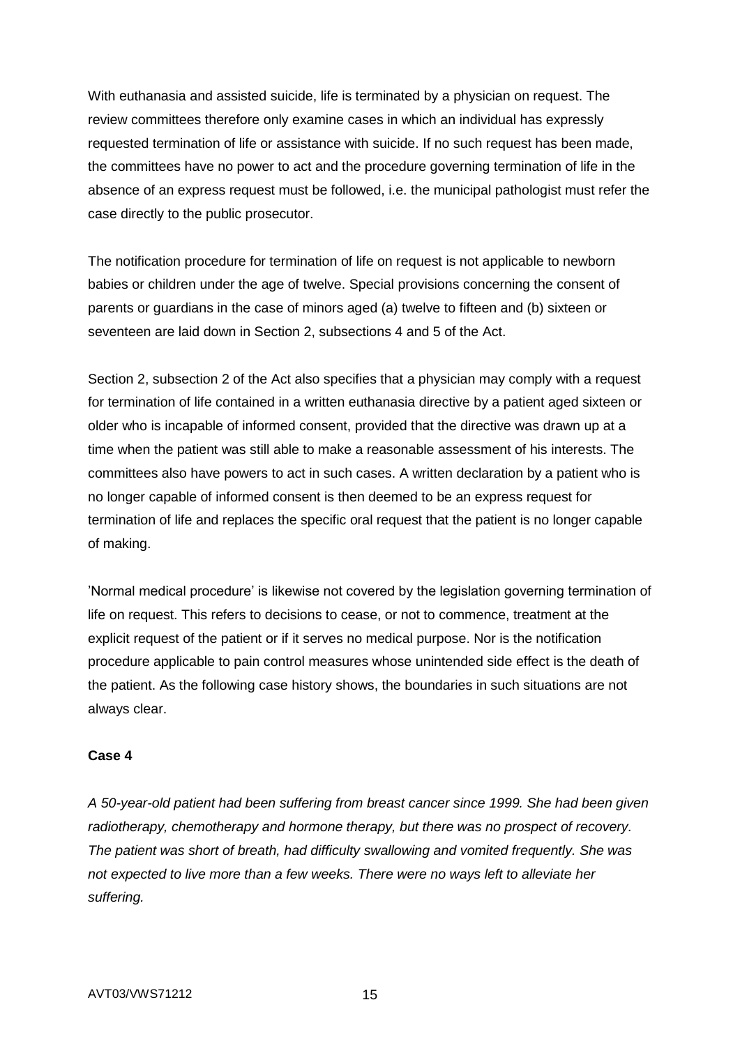With euthanasia and assisted suicide, life is terminated by a physician on request. The review committees therefore only examine cases in which an individual has expressly requested termination of life or assistance with suicide. If no such request has been made, the committees have no power to act and the procedure governing termination of life in the absence of an express request must be followed, i.e. the municipal pathologist must refer the case directly to the public prosecutor.

The notification procedure for termination of life on request is not applicable to newborn babies or children under the age of twelve. Special provisions concerning the consent of parents or guardians in the case of minors aged (a) twelve to fifteen and (b) sixteen or seventeen are laid down in Section 2, subsections 4 and 5 of the Act.

Section 2, subsection 2 of the Act also specifies that a physician may comply with a request for termination of life contained in a written euthanasia directive by a patient aged sixteen or older who is incapable of informed consent, provided that the directive was drawn up at a time when the patient was still able to make a reasonable assessment of his interests. The committees also have powers to act in such cases. A written declaration by a patient who is no longer capable of informed consent is then deemed to be an express request for termination of life and replaces the specific oral request that the patient is no longer capable of making.

'Normal medical procedure' is likewise not covered by the legislation governing termination of life on request. This refers to decisions to cease, or not to commence, treatment at the explicit request of the patient or if it serves no medical purpose. Nor is the notification procedure applicable to pain control measures whose unintended side effect is the death of the patient. As the following case history shows, the boundaries in such situations are not always clear.

**Case 4**

*A 50-year-old patient had been suffering from breast cancer since 1999. She had been given radiotherapy, chemotherapy and hormone therapy, but there was no prospect of recovery. The patient was short of breath, had difficulty swallowing and vomited frequently. She was not expected to live more than a few weeks. There were no ways left to alleviate her suffering.*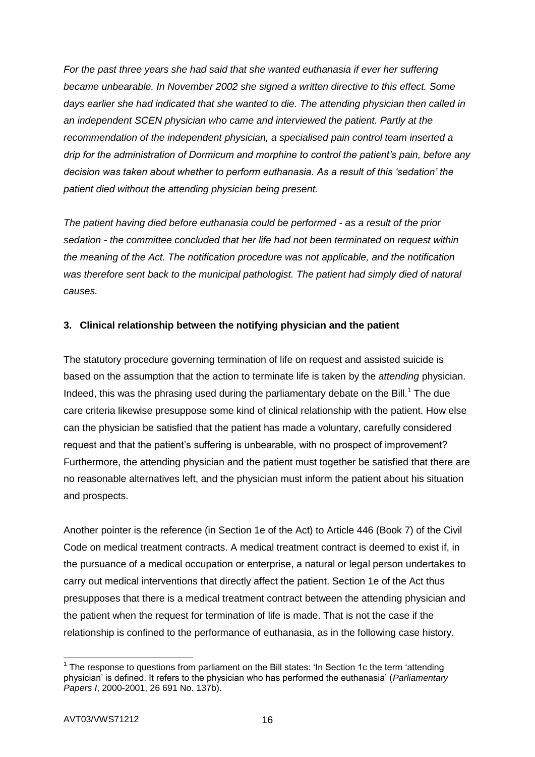*For the past three years she had said that she wanted euthanasia if ever her suffering became unbearable. In November 2002 she signed a written directive to this effect. Some days earlier she had indicated that she wanted to die. The attending physician then called in an independent SCEN physician who came and interviewed the patient. Partly at the recommendation of the independent physician, a specialised pain control team inserted a drip for the administration of Dormicum and morphine to control the patient's pain, before any decision was taken about whether to perform euthanasia. As a result of this 'sedation' the patient died without the attending physician being present.*

*The patient having died before euthanasia could be performed - as a result of the prior sedation - the committee concluded that her life had not been terminated on request within the meaning of the Act. The notification procedure was not applicable, and the notification was therefore sent back to the municipal pathologist. The patient had simply died of natural causes.*

## 3. Clinical relationship between the notifying physician and the patient

The statutory procedure governing termination of life on request and assisted suicide is based on the assumption that the action to terminate life is taken by the *attending* physician. Indeed, this was the phrasing used during the parliamentary debate on the Bill.[1] The due care criteria likewise presuppose some kind of clinical relationship with the patient. How else can the physician be satisfied that the patient has made a voluntary, carefully considered request and that the patient's suffering is unbearable, with no prospect of improvement? Furthermore, the attending physician and the patient must together be satisfied that there are no reasonable alternatives left, and the physician must inform the patient about his situation and prospects.

Another pointer is the reference (in Section 1e of the Act) to Article 446 (Book 7) of the Civil Code on medical treatment contracts. A medical treatment contract is deemed to exist if, in the pursuance of a medical occupation or enterprise, a natural or legal person undertakes to carry out medical interventions that directly affect the patient. Section 1e of the Act thus presupposes that there is a medical treatment contract between the attending physician and the patient when the request for termination of life is made. That is not the case if the relationship is confined to the performance of euthanasia, as in the following case history.

---

[1] The response to questions from parliament on the Bill states: 'In Section 1c the term 'attending physician' is defined. It refers to the physician who has performed the euthanasia' (*Parliamentary Papers I*, 2000-2001, 26 691 No. 137b).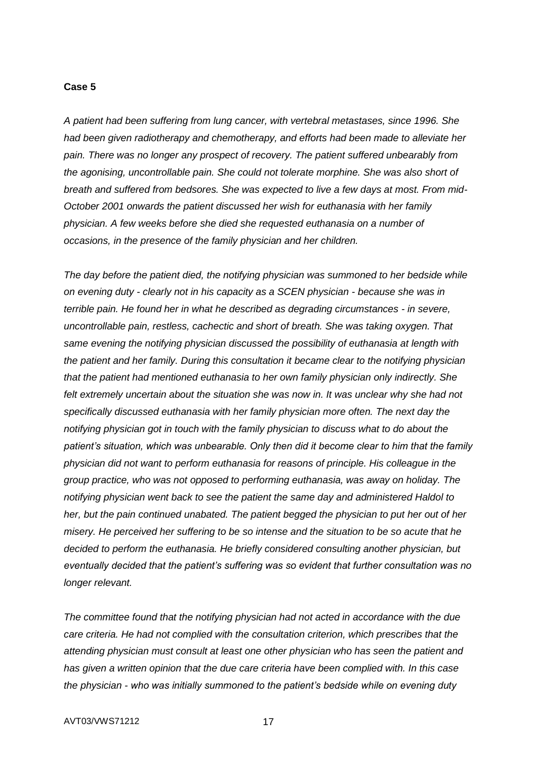**Case 5**

*A patient had been suffering from lung cancer, with vertebral metastases, since 1996. She had been given radiotherapy and chemotherapy, and efforts had been made to alleviate her pain. There was no longer any prospect of recovery. The patient suffered unbearably from the agonising, uncontrollable pain. She could not tolerate morphine. She was also short of breath and suffered from bedsores. She was expected to live a few days at most. From mid-October 2001 onwards the patient discussed her wish for euthanasia with her family physician. A few weeks before she died she requested euthanasia on a number of occasions, in the presence of the family physician and her children.*

*The day before the patient died, the notifying physician was summoned to her bedside while on evening duty - clearly not in his capacity as a SCEN physician - because she was in terrible pain. He found her in what he described as degrading circumstances - in severe, uncontrollable pain, restless, cachectic and short of breath. She was taking oxygen. That same evening the notifying physician discussed the possibility of euthanasia at length with the patient and her family. During this consultation it became clear to the notifying physician that the patient had mentioned euthanasia to her own family physician only indirectly. She felt extremely uncertain about the situation she was now in. It was unclear why she had not specifically discussed euthanasia with her family physician more often. The next day the notifying physician got in touch with the family physician to discuss what to do about the patient's situation, which was unbearable. Only then did it become clear to him that the family physician did not want to perform euthanasia for reasons of principle. His colleague in the group practice, who was not opposed to performing euthanasia, was away on holiday. The notifying physician went back to see the patient the same day and administered Haldol to her, but the pain continued unabated. The patient begged the physician to put her out of her misery. He perceived her suffering to be so intense and the situation to be so acute that he decided to perform the euthanasia. He briefly considered consulting another physician, but eventually decided that the patient's suffering was so evident that further consultation was no longer relevant.*

*The committee found that the notifying physician had not acted in accordance with the due care criteria. He had not complied with the consultation criterion, which prescribes that the attending physician must consult at least one other physician who has seen the patient and has given a written opinion that the due care criteria have been complied with. In this case the physician - who was initially summoned to the patient's bedside while on evening duty*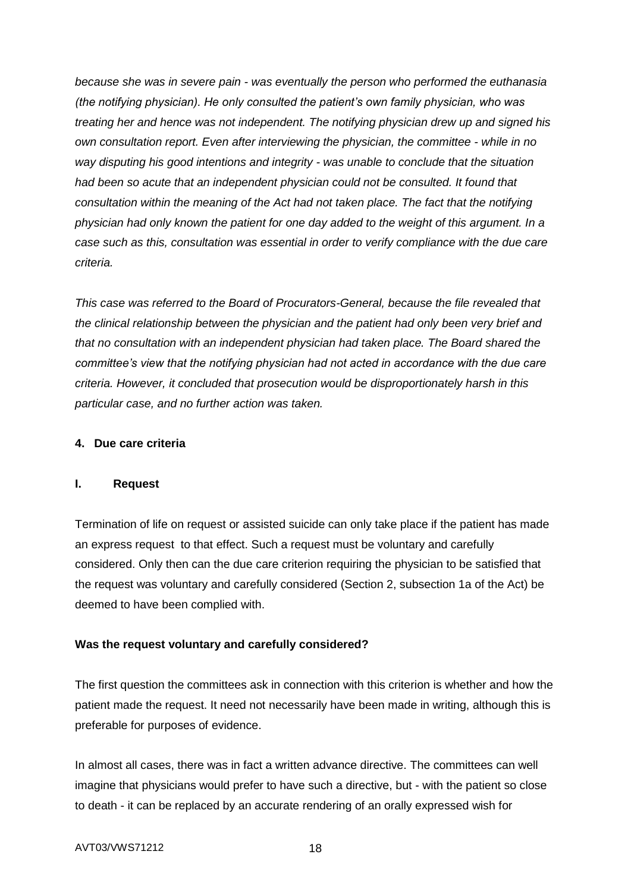*because she was in severe pain - was eventually the person who performed the euthanasia (the notifying physician). He only consulted the patient's own family physician, who was treating her and hence was not independent. The notifying physician drew up and signed his own consultation report. Even after interviewing the physician, the committee - while in no way disputing his good intentions and integrity - was unable to conclude that the situation had been so acute that an independent physician could not be consulted. It found that consultation within the meaning of the Act had not taken place. The fact that the notifying physician had only known the patient for one day added to the weight of this argument. In a case such as this, consultation was essential in order to verify compliance with the due care criteria.*

*This case was referred to the Board of Procurators-General, because the file revealed that the clinical relationship between the physician and the patient had only been very brief and that no consultation with an independent physician had taken place. The Board shared the committee's view that the notifying physician had not acted in accordance with the due care criteria. However, it concluded that prosecution would be disproportionately harsh in this particular case, and no further action was taken.*

## 4. Due care criteria

### I. Request

Termination of life on request or assisted suicide can only take place if the patient has made an express request to that effect. Such a request must be voluntary and carefully considered. Only then can the due care criterion requiring the physician to be satisfied that the request was voluntary and carefully considered (Section 2, subsection 1a of the Act) be deemed to have been complied with.

**Was the request voluntary and carefully considered?**

The first question the committees ask in connection with this criterion is whether and how the patient made the request. It need not necessarily have been made in writing, although this is preferable for purposes of evidence.

In almost all cases, there was in fact a written advance directive. The committees can well imagine that physicians would prefer to have such a directive, but - with the patient so close to death - it can be replaced by an accurate rendering of an orally expressed wish for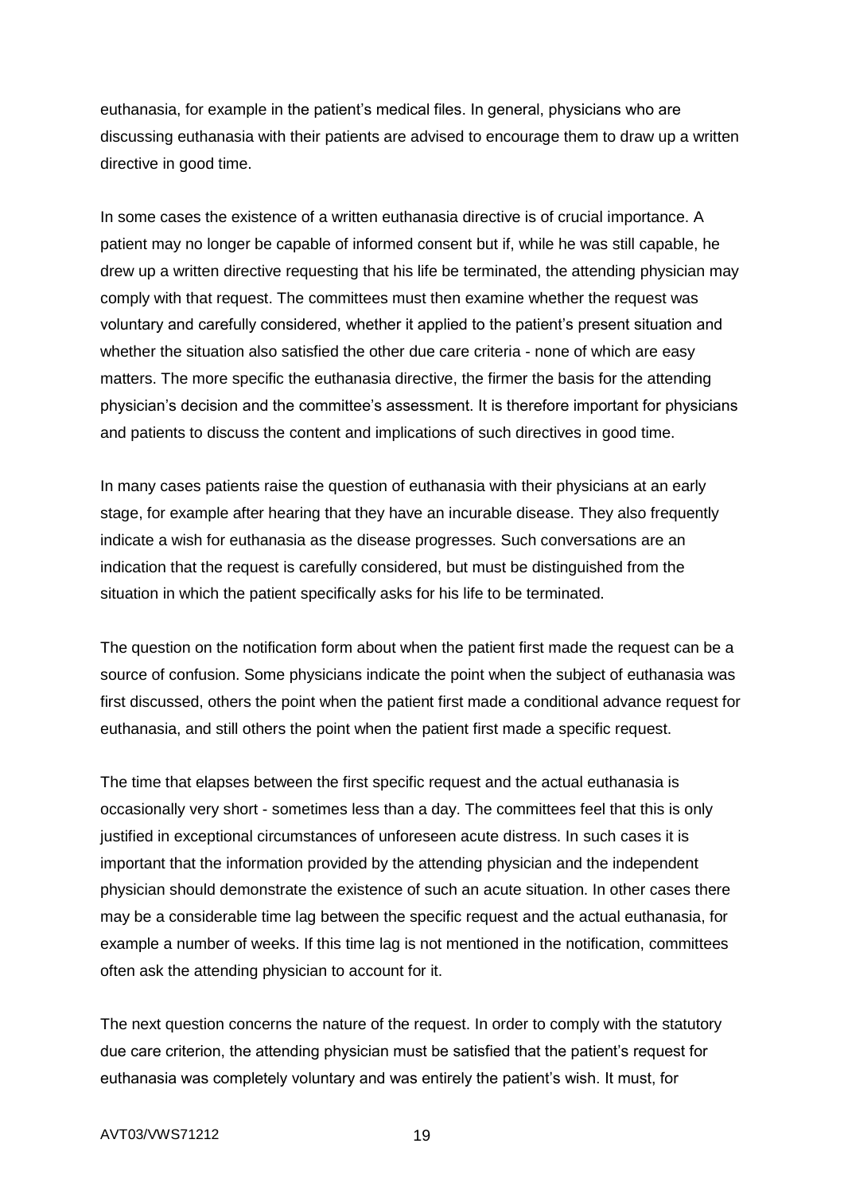euthanasia, for example in the patient's medical files. In general, physicians who are discussing euthanasia with their patients are advised to encourage them to draw up a written directive in good time.

In some cases the existence of a written euthanasia directive is of crucial importance. A patient may no longer be capable of informed consent but if, while he was still capable, he drew up a written directive requesting that his life be terminated, the attending physician may comply with that request. The committees must then examine whether the request was voluntary and carefully considered, whether it applied to the patient's present situation and whether the situation also satisfied the other due care criteria - none of which are easy matters. The more specific the euthanasia directive, the firmer the basis for the attending physician's decision and the committee's assessment. It is therefore important for physicians and patients to discuss the content and implications of such directives in good time.

In many cases patients raise the question of euthanasia with their physicians at an early stage, for example after hearing that they have an incurable disease. They also frequently indicate a wish for euthanasia as the disease progresses. Such conversations are an indication that the request is carefully considered, but must be distinguished from the situation in which the patient specifically asks for his life to be terminated.

The question on the notification form about when the patient first made the request can be a source of confusion. Some physicians indicate the point when the subject of euthanasia was first discussed, others the point when the patient first made a conditional advance request for euthanasia, and still others the point when the patient first made a specific request.

The time that elapses between the first specific request and the actual euthanasia is occasionally very short - sometimes less than a day. The committees feel that this is only justified in exceptional circumstances of unforeseen acute distress. In such cases it is important that the information provided by the attending physician and the independent physician should demonstrate the existence of such an acute situation. In other cases there may be a considerable time lag between the specific request and the actual euthanasia, for example a number of weeks. If this time lag is not mentioned in the notification, committees often ask the attending physician to account for it.

The next question concerns the nature of the request. In order to comply with the statutory due care criterion, the attending physician must be satisfied that the patient's request for euthanasia was completely voluntary and was entirely the patient's wish. It must, for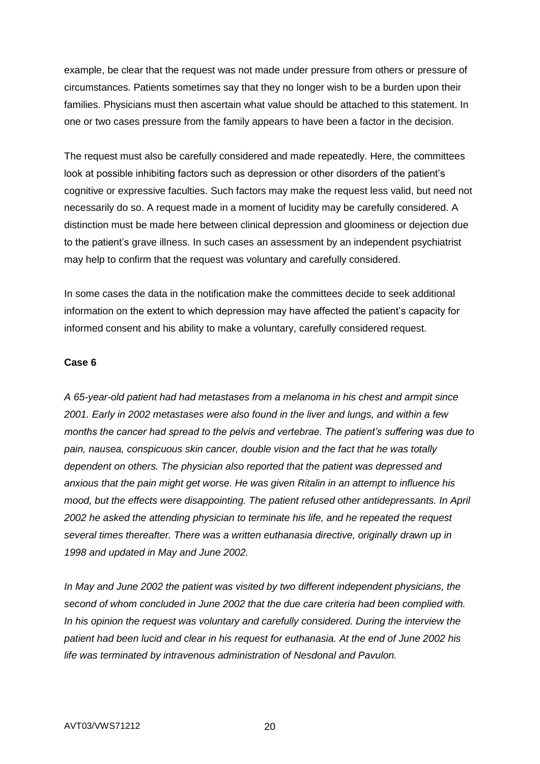example, be clear that the request was not made under pressure from others or pressure of circumstances. Patients sometimes say that they no longer wish to be a burden upon their families. Physicians must then ascertain what value should be attached to this statement. In one or two cases pressure from the family appears to have been a factor in the decision.

The request must also be carefully considered and made repeatedly. Here, the committees look at possible inhibiting factors such as depression or other disorders of the patient's cognitive or expressive faculties. Such factors may make the request less valid, but need not necessarily do so. A request made in a moment of lucidity may be carefully considered. A distinction must be made here between clinical depression and gloominess or dejection due to the patient's grave illness. In such cases an assessment by an independent psychiatrist may help to confirm that the request was voluntary and carefully considered.

In some cases the data in the notification make the committees decide to seek additional information on the extent to which depression may have affected the patient's capacity for informed consent and his ability to make a voluntary, carefully considered request.

**Case 6**

*A 65-year-old patient had had metastases from a melanoma in his chest and armpit since 2001. Early in 2002 metastases were also found in the liver and lungs, and within a few months the cancer had spread to the pelvis and vertebrae. The patient's suffering was due to pain, nausea, conspicuous skin cancer, double vision and the fact that he was totally dependent on others. The physician also reported that the patient was depressed and anxious that the pain might get worse. He was given Ritalin in an attempt to influence his mood, but the effects were disappointing. The patient refused other antidepressants. In April 2002 he asked the attending physician to terminate his life, and he repeated the request several times thereafter. There was a written euthanasia directive, originally drawn up in 1998 and updated in May and June 2002.*

*In May and June 2002 the patient was visited by two different independent physicians, the second of whom concluded in June 2002 that the due care criteria had been complied with. In his opinion the request was voluntary and carefully considered. During the interview the patient had been lucid and clear in his request for euthanasia. At the end of June 2002 his life was terminated by intravenous administration of Nesdonal and Pavulon.*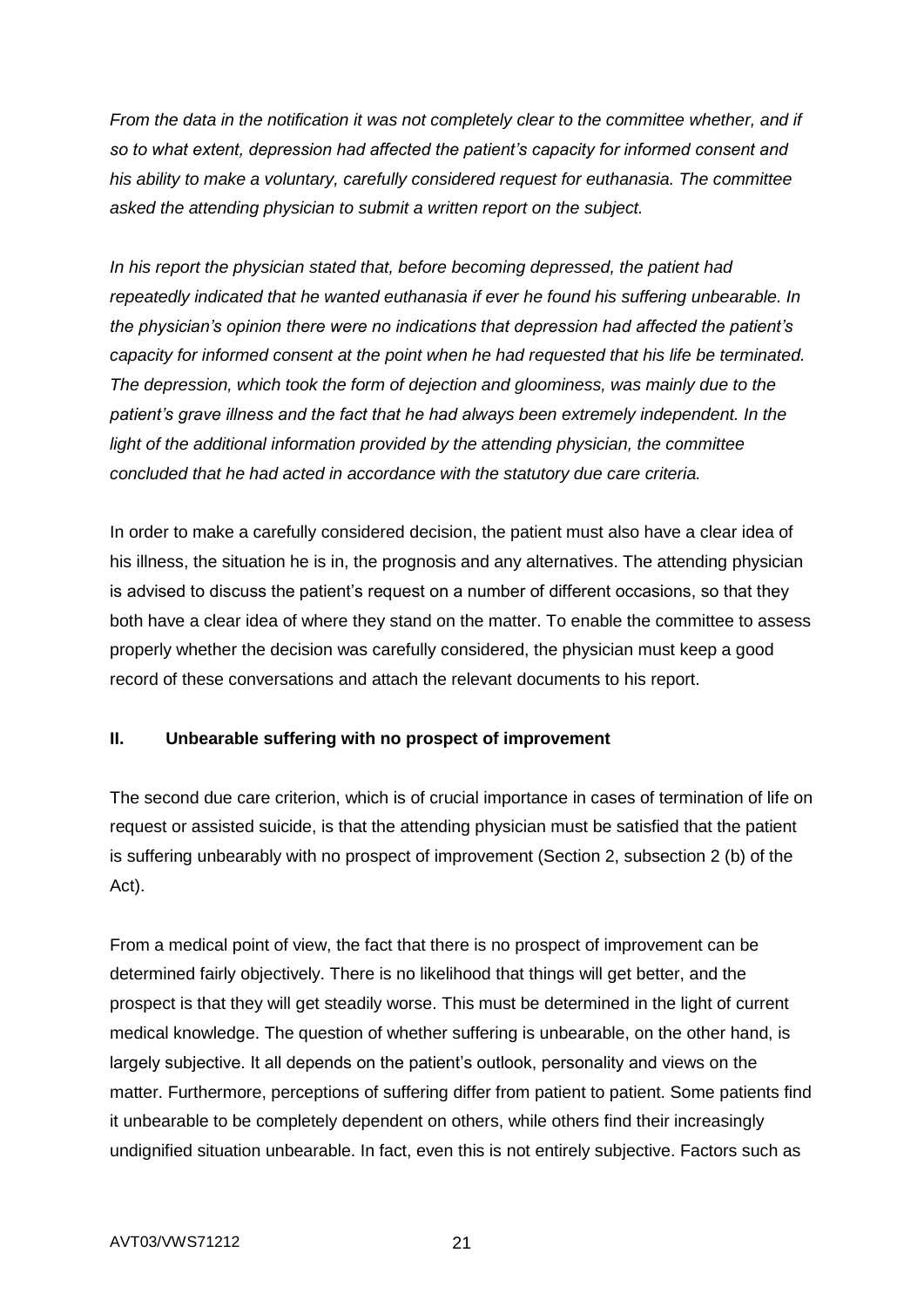*From the data in the notification it was not completely clear to the committee whether, and if so to what extent, depression had affected the patient's capacity for informed consent and his ability to make a voluntary, carefully considered request for euthanasia. The committee asked the attending physician to submit a written report on the subject.*

*In his report the physician stated that, before becoming depressed, the patient had repeatedly indicated that he wanted euthanasia if ever he found his suffering unbearable. In the physician's opinion there were no indications that depression had affected the patient's capacity for informed consent at the point when he had requested that his life be terminated. The depression, which took the form of dejection and gloominess, was mainly due to the patient's grave illness and the fact that he had always been extremely independent. In the light of the additional information provided by the attending physician, the committee concluded that he had acted in accordance with the statutory due care criteria.*

In order to make a carefully considered decision, the patient must also have a clear idea of his illness, the situation he is in, the prognosis and any alternatives. The attending physician is advised to discuss the patient's request on a number of different occasions, so that they both have a clear idea of where they stand on the matter. To enable the committee to assess properly whether the decision was carefully considered, the physician must keep a good record of these conversations and attach the relevant documents to his report.

## II. Unbearable suffering with no prospect of improvement

The second due care criterion, which is of crucial importance in cases of termination of life on request or assisted suicide, is that the attending physician must be satisfied that the patient is suffering unbearably with no prospect of improvement (Section 2, subsection 2 (b) of the Act).

From a medical point of view, the fact that there is no prospect of improvement can be determined fairly objectively. There is no likelihood that things will get better, and the prospect is that they will get steadily worse. This must be determined in the light of current medical knowledge. The question of whether suffering is unbearable, on the other hand, is largely subjective. It all depends on the patient's outlook, personality and views on the matter. Furthermore, perceptions of suffering differ from patient to patient. Some patients find it unbearable to be completely dependent on others, while others find their increasingly undignified situation unbearable. In fact, even this is not entirely subjective. Factors such as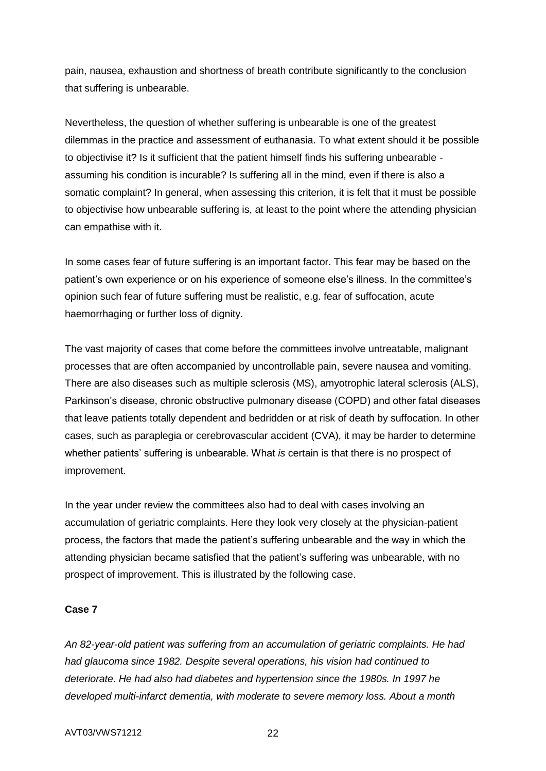pain, nausea, exhaustion and shortness of breath contribute significantly to the conclusion that suffering is unbearable.

Nevertheless, the question of whether suffering is unbearable is one of the greatest dilemmas in the practice and assessment of euthanasia. To what extent should it be possible to objectivise it? Is it sufficient that the patient himself finds his suffering unbearable - assuming his condition is incurable? Is suffering all in the mind, even if there is also a somatic complaint? In general, when assessing this criterion, it is felt that it must be possible to objectivise how unbearable suffering is, at least to the point where the attending physician can empathise with it.

In some cases fear of future suffering is an important factor. This fear may be based on the patient's own experience or on his experience of someone else's illness. In the committee's opinion such fear of future suffering must be realistic, e.g. fear of suffocation, acute haemorrhaging or further loss of dignity.

The vast majority of cases that come before the committees involve untreatable, malignant processes that are often accompanied by uncontrollable pain, severe nausea and vomiting. There are also diseases such as multiple sclerosis (MS), amyotrophic lateral sclerosis (ALS), Parkinson's disease, chronic obstructive pulmonary disease (COPD) and other fatal diseases that leave patients totally dependent and bedridden or at risk of death by suffocation. In other cases, such as paraplegia or cerebrovascular accident (CVA), it may be harder to determine whether patients' suffering is unbearable. What *is* certain is that there is no prospect of improvement.

In the year under review the committees also had to deal with cases involving an accumulation of geriatric complaints. Here they look very closely at the physician-patient process, the factors that made the patient's suffering unbearable and the way in which the attending physician became satisfied that the patient's suffering was unbearable, with no prospect of improvement. This is illustrated by the following case.

**Case 7**

*An 82-year-old patient was suffering from an accumulation of geriatric complaints. He had had glaucoma since 1982. Despite several operations, his vision had continued to deteriorate. He had also had diabetes and hypertension since the 1980s. In 1997 he developed multi-infarct dementia, with moderate to severe memory loss. About a month*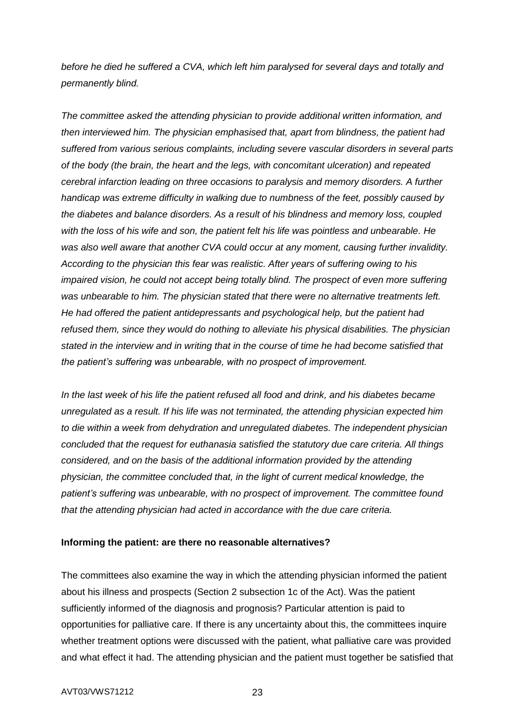*before he died he suffered a CVA, which left him paralysed for several days and totally and permanently blind.*

*The committee asked the attending physician to provide additional written information, and then interviewed him. The physician emphasised that, apart from blindness, the patient had suffered from various serious complaints, including severe vascular disorders in several parts of the body (the brain, the heart and the legs, with concomitant ulceration) and repeated cerebral infarction leading on three occasions to paralysis and memory disorders. A further handicap was extreme difficulty in walking due to numbness of the feet, possibly caused by the diabetes and balance disorders. As a result of his blindness and memory loss, coupled with the loss of his wife and son, the patient felt his life was pointless and unbearable. He was also well aware that another CVA could occur at any moment, causing further invalidity. According to the physician this fear was realistic. After years of suffering owing to his impaired vision, he could not accept being totally blind. The prospect of even more suffering was unbearable to him. The physician stated that there were no alternative treatments left. He had offered the patient antidepressants and psychological help, but the patient had refused them, since they would do nothing to alleviate his physical disabilities. The physician stated in the interview and in writing that in the course of time he had become satisfied that the patient's suffering was unbearable, with no prospect of improvement.*

*In the last week of his life the patient refused all food and drink, and his diabetes became unregulated as a result. If his life was not terminated, the attending physician expected him to die within a week from dehydration and unregulated diabetes. The independent physician concluded that the request for euthanasia satisfied the statutory due care criteria. All things considered, and on the basis of the additional information provided by the attending physician, the committee concluded that, in the light of current medical knowledge, the patient's suffering was unbearable, with no prospect of improvement. The committee found that the attending physician had acted in accordance with the due care criteria.*

**Informing the patient: are there no reasonable alternatives?**

The committees also examine the way in which the attending physician informed the patient about his illness and prospects (Section 2 subsection 1c of the Act). Was the patient sufficiently informed of the diagnosis and prognosis? Particular attention is paid to opportunities for palliative care. If there is any uncertainty about this, the committees inquire whether treatment options were discussed with the patient, what palliative care was provided and what effect it had. The attending physician and the patient must together be satisfied that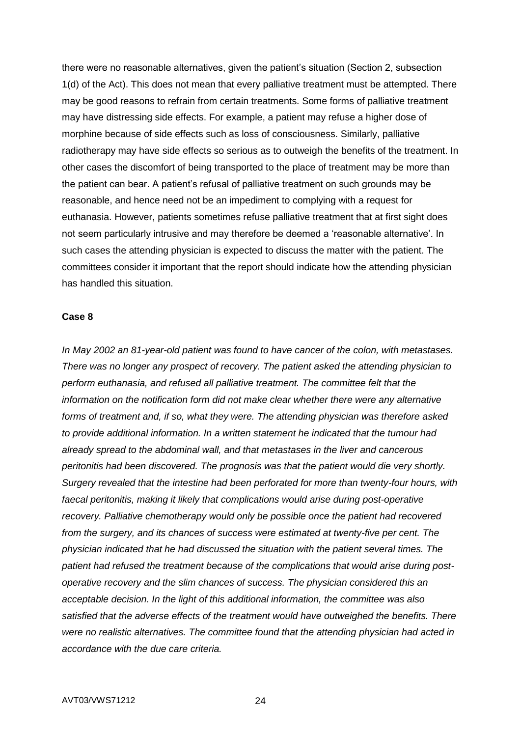there were no reasonable alternatives, given the patient's situation (Section 2, subsection 1(d) of the Act). This does not mean that every palliative treatment must be attempted. There may be good reasons to refrain from certain treatments. Some forms of palliative treatment may have distressing side effects. For example, a patient may refuse a higher dose of morphine because of side effects such as loss of consciousness. Similarly, palliative radiotherapy may have side effects so serious as to outweigh the benefits of the treatment. In other cases the discomfort of being transported to the place of treatment may be more than the patient can bear. A patient's refusal of palliative treatment on such grounds may be reasonable, and hence need not be an impediment to complying with a request for euthanasia. However, patients sometimes refuse palliative treatment that at first sight does not seem particularly intrusive and may therefore be deemed a 'reasonable alternative'. In such cases the attending physician is expected to discuss the matter with the patient. The committees consider it important that the report should indicate how the attending physician has handled this situation.

**Case 8**

*In May 2002 an 81-year-old patient was found to have cancer of the colon, with metastases. There was no longer any prospect of recovery. The patient asked the attending physician to perform euthanasia, and refused all palliative treatment. The committee felt that the information on the notification form did not make clear whether there were any alternative forms of treatment and, if so, what they were. The attending physician was therefore asked to provide additional information. In a written statement he indicated that the tumour had already spread to the abdominal wall, and that metastases in the liver and cancerous peritonitis had been discovered. The prognosis was that the patient would die very shortly. Surgery revealed that the intestine had been perforated for more than twenty-four hours, with faecal peritonitis, making it likely that complications would arise during post-operative recovery. Palliative chemotherapy would only be possible once the patient had recovered from the surgery, and its chances of success were estimated at twenty-five per cent. The physician indicated that he had discussed the situation with the patient several times. The patient had refused the treatment because of the complications that would arise during post-operative recovery and the slim chances of success. The physician considered this an acceptable decision. In the light of this additional information, the committee was also satisfied that the adverse effects of the treatment would have outweighed the benefits. There were no realistic alternatives. The committee found that the attending physician had acted in accordance with the due care criteria.*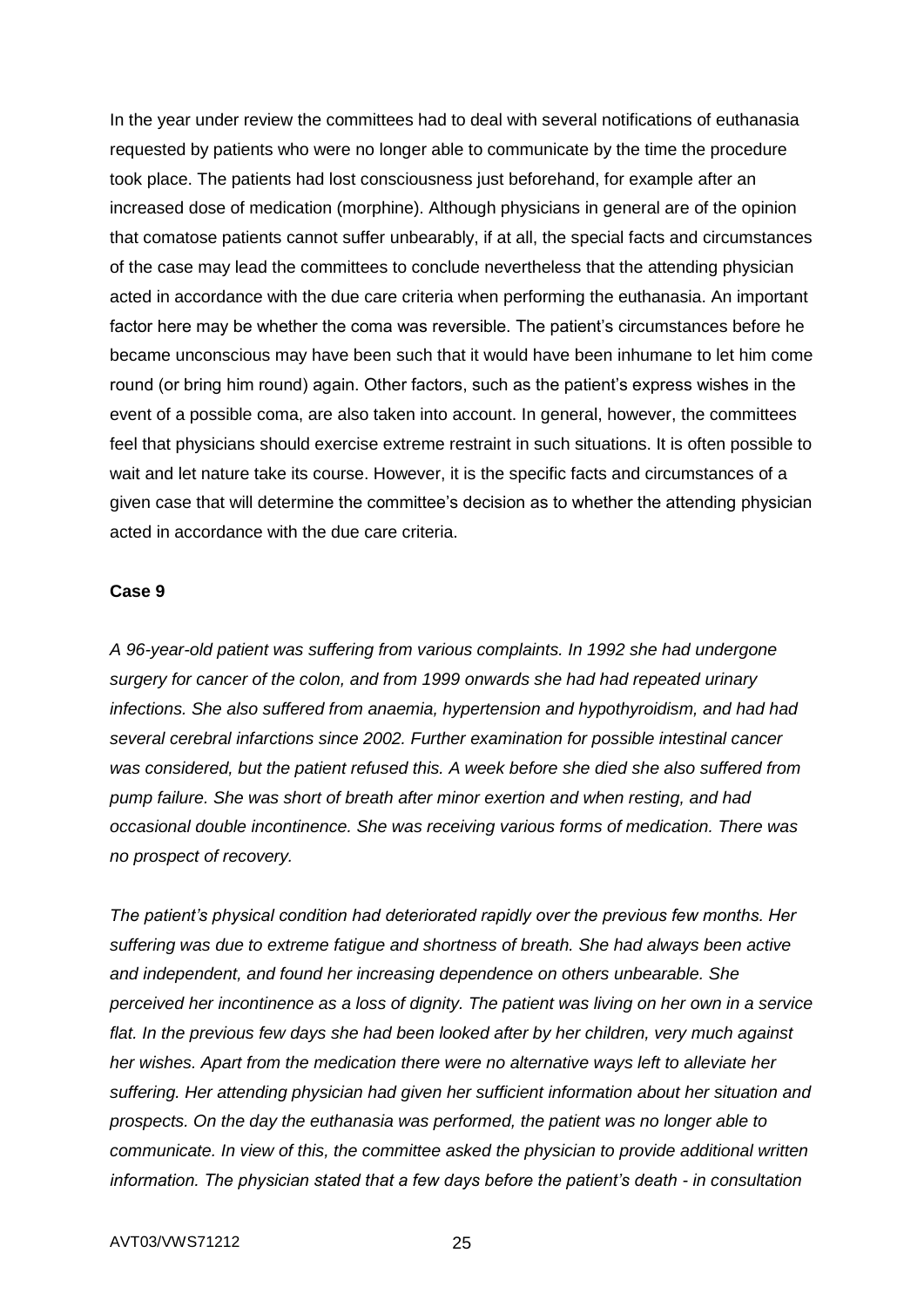In the year under review the committees had to deal with several notifications of euthanasia requested by patients who were no longer able to communicate by the time the procedure took place. The patients had lost consciousness just beforehand, for example after an increased dose of medication (morphine). Although physicians in general are of the opinion that comatose patients cannot suffer unbearably, if at all, the special facts and circumstances of the case may lead the committees to conclude nevertheless that the attending physician acted in accordance with the due care criteria when performing the euthanasia. An important factor here may be whether the coma was reversible. The patient's circumstances before he became unconscious may have been such that it would have been inhumane to let him come round (or bring him round) again. Other factors, such as the patient's express wishes in the event of a possible coma, are also taken into account. In general, however, the committees feel that physicians should exercise extreme restraint in such situations. It is often possible to wait and let nature take its course. However, it is the specific facts and circumstances of a given case that will determine the committee's decision as to whether the attending physician acted in accordance with the due care criteria.

**Case 9**

*A 96-year-old patient was suffering from various complaints. In 1992 she had undergone surgery for cancer of the colon, and from 1999 onwards she had had repeated urinary infections. She also suffered from anaemia, hypertension and hypothyroidism, and had had several cerebral infarctions since 2002. Further examination for possible intestinal cancer was considered, but the patient refused this. A week before she died she also suffered from pump failure. She was short of breath after minor exertion and when resting, and had occasional double incontinence. She was receiving various forms of medication. There was no prospect of recovery.*

*The patient's physical condition had deteriorated rapidly over the previous few months. Her suffering was due to extreme fatigue and shortness of breath. She had always been active and independent, and found her increasing dependence on others unbearable. She perceived her incontinence as a loss of dignity. The patient was living on her own in a service flat. In the previous few days she had been looked after by her children, very much against her wishes. Apart from the medication there were no alternative ways left to alleviate her suffering. Her attending physician had given her sufficient information about her situation and prospects. On the day the euthanasia was performed, the patient was no longer able to communicate. In view of this, the committee asked the physician to provide additional written information. The physician stated that a few days before the patient's death - in consultation*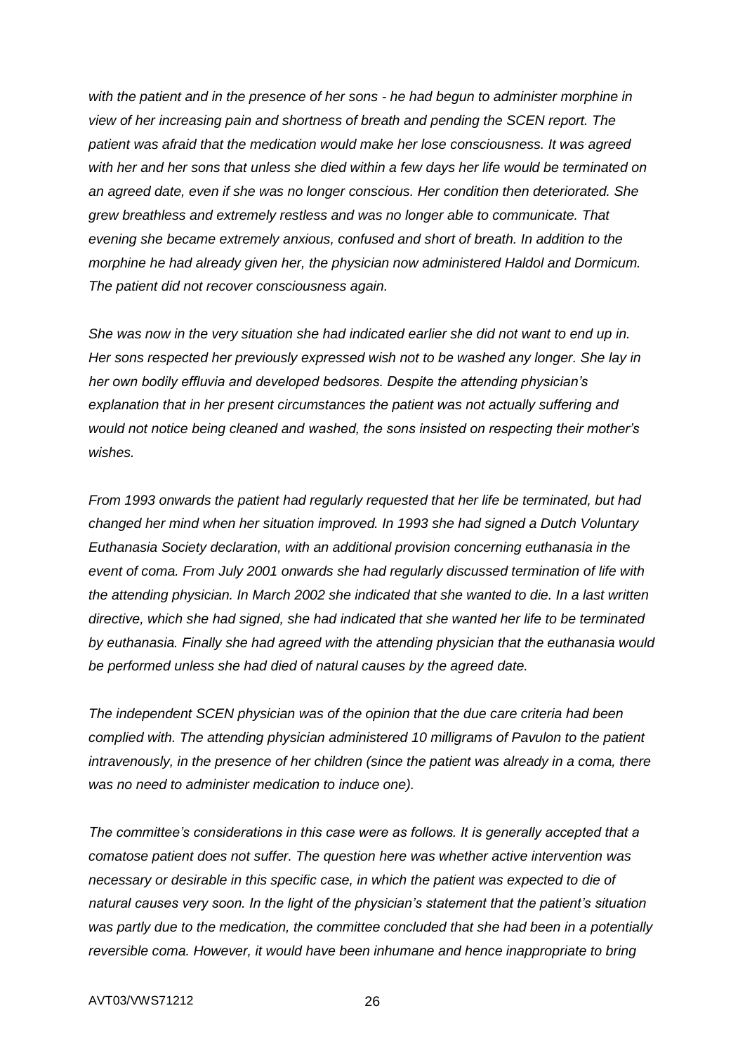*with the patient and in the presence of her sons - he had begun to administer morphine in view of her increasing pain and shortness of breath and pending the SCEN report. The patient was afraid that the medication would make her lose consciousness. It was agreed with her and her sons that unless she died within a few days her life would be terminated on an agreed date, even if she was no longer conscious. Her condition then deteriorated. She grew breathless and extremely restless and was no longer able to communicate. That evening she became extremely anxious, confused and short of breath. In addition to the morphine he had already given her, the physician now administered Haldol and Dormicum. The patient did not recover consciousness again.*

*She was now in the very situation she had indicated earlier she did not want to end up in. Her sons respected her previously expressed wish not to be washed any longer. She lay in her own bodily effluvia and developed bedsores. Despite the attending physician's explanation that in her present circumstances the patient was not actually suffering and would not notice being cleaned and washed, the sons insisted on respecting their mother's wishes.*

*From 1993 onwards the patient had regularly requested that her life be terminated, but had changed her mind when her situation improved. In 1993 she had signed a Dutch Voluntary Euthanasia Society declaration, with an additional provision concerning euthanasia in the event of coma. From July 2001 onwards she had regularly discussed termination of life with the attending physician. In March 2002 she indicated that she wanted to die. In a last written directive, which she had signed, she had indicated that she wanted her life to be terminated by euthanasia. Finally she had agreed with the attending physician that the euthanasia would be performed unless she had died of natural causes by the agreed date.*

*The independent SCEN physician was of the opinion that the due care criteria had been complied with. The attending physician administered 10 milligrams of Pavulon to the patient intravenously, in the presence of her children (since the patient was already in a coma, there was no need to administer medication to induce one).*

*The committee's considerations in this case were as follows. It is generally accepted that a comatose patient does not suffer. The question here was whether active intervention was necessary or desirable in this specific case, in which the patient was expected to die of natural causes very soon. In the light of the physician's statement that the patient's situation was partly due to the medication, the committee concluded that she had been in a potentially reversible coma. However, it would have been inhumane and hence inappropriate to bring*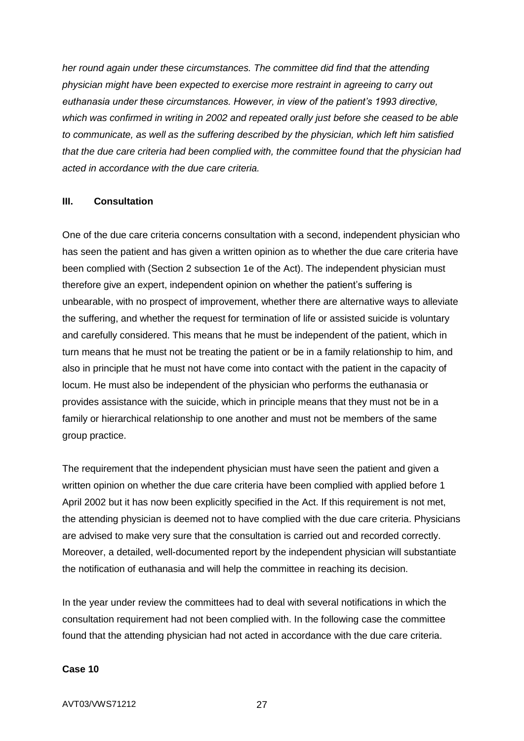*her round again under these circumstances. The committee did find that the attending physician might have been expected to exercise more restraint in agreeing to carry out euthanasia under these circumstances. However, in view of the patient's 1993 directive, which was confirmed in writing in 2002 and repeated orally just before she ceased to be able to communicate, as well as the suffering described by the physician, which left him satisfied that the due care criteria had been complied with, the committee found that the physician had acted in accordance with the due care criteria.*

## III. Consultation

One of the due care criteria concerns consultation with a second, independent physician who has seen the patient and has given a written opinion as to whether the due care criteria have been complied with (Section 2 subsection 1e of the Act). The independent physician must therefore give an expert, independent opinion on whether the patient's suffering is unbearable, with no prospect of improvement, whether there are alternative ways to alleviate the suffering, and whether the request for termination of life or assisted suicide is voluntary and carefully considered. This means that he must be independent of the patient, which in turn means that he must not be treating the patient or be in a family relationship to him, and also in principle that he must not have come into contact with the patient in the capacity of locum. He must also be independent of the physician who performs the euthanasia or provides assistance with the suicide, which in principle means that they must not be in a family or hierarchical relationship to one another and must not be members of the same group practice.

The requirement that the independent physician must have seen the patient and given a written opinion on whether the due care criteria have been complied with applied before 1 April 2002 but it has now been explicitly specified in the Act. If this requirement is not met, the attending physician is deemed not to have complied with the due care criteria. Physicians are advised to make very sure that the consultation is carried out and recorded correctly. Moreover, a detailed, well-documented report by the independent physician will substantiate the notification of euthanasia and will help the committee in reaching its decision.

In the year under review the committees had to deal with several notifications in which the consultation requirement had not been complied with. In the following case the committee found that the attending physician had not acted in accordance with the due care criteria.

**Case 10**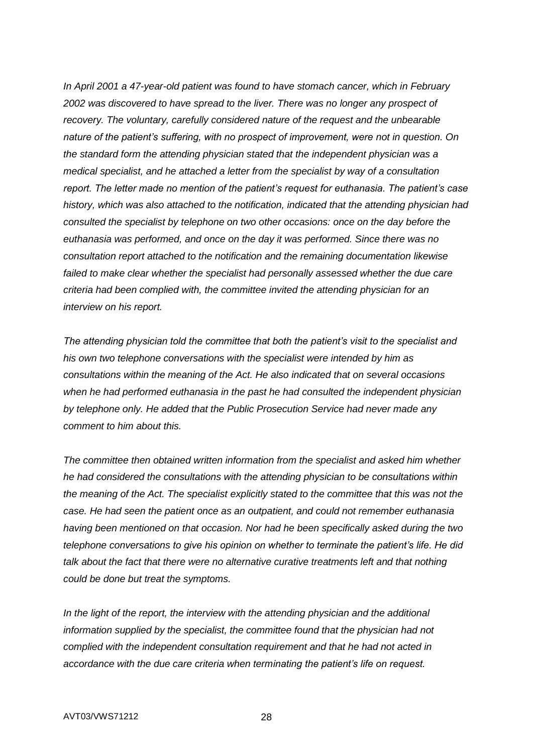*In April 2001 a 47-year-old patient was found to have stomach cancer, which in February 2002 was discovered to have spread to the liver. There was no longer any prospect of recovery. The voluntary, carefully considered nature of the request and the unbearable nature of the patient's suffering, with no prospect of improvement, were not in question. On the standard form the attending physician stated that the independent physician was a medical specialist, and he attached a letter from the specialist by way of a consultation report. The letter made no mention of the patient's request for euthanasia. The patient's case history, which was also attached to the notification, indicated that the attending physician had consulted the specialist by telephone on two other occasions: once on the day before the euthanasia was performed, and once on the day it was performed. Since there was no consultation report attached to the notification and the remaining documentation likewise failed to make clear whether the specialist had personally assessed whether the due care criteria had been complied with, the committee invited the attending physician for an interview on his report.*

*The attending physician told the committee that both the patient's visit to the specialist and his own two telephone conversations with the specialist were intended by him as consultations within the meaning of the Act. He also indicated that on several occasions when he had performed euthanasia in the past he had consulted the independent physician by telephone only. He added that the Public Prosecution Service had never made any comment to him about this.*

*The committee then obtained written information from the specialist and asked him whether he had considered the consultations with the attending physician to be consultations within the meaning of the Act. The specialist explicitly stated to the committee that this was not the case. He had seen the patient once as an outpatient, and could not remember euthanasia having been mentioned on that occasion. Nor had he been specifically asked during the two telephone conversations to give his opinion on whether to terminate the patient's life. He did talk about the fact that there were no alternative curative treatments left and that nothing could be done but treat the symptoms.*

*In the light of the report, the interview with the attending physician and the additional information supplied by the specialist, the committee found that the physician had not complied with the independent consultation requirement and that he had not acted in accordance with the due care criteria when terminating the patient's life on request.*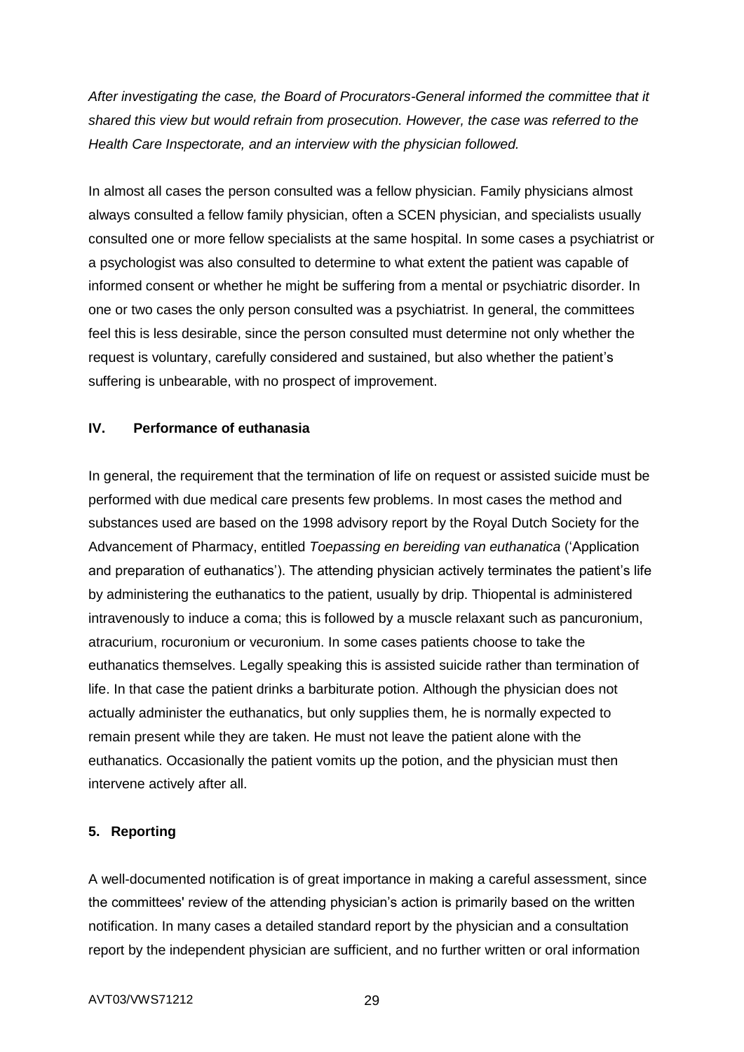*After investigating the case, the Board of Procurators-General informed the committee that it shared this view but would refrain from prosecution. However, the case was referred to the Health Care Inspectorate, and an interview with the physician followed.*

In almost all cases the person consulted was a fellow physician. Family physicians almost always consulted a fellow family physician, often a SCEN physician, and specialists usually consulted one or more fellow specialists at the same hospital. In some cases a psychiatrist or a psychologist was also consulted to determine to what extent the patient was capable of informed consent or whether he might be suffering from a mental or psychiatric disorder. In one or two cases the only person consulted was a psychiatrist. In general, the committees feel this is less desirable, since the person consulted must determine not only whether the request is voluntary, carefully considered and sustained, but also whether the patient's suffering is unbearable, with no prospect of improvement.

## IV. Performance of euthanasia

In general, the requirement that the termination of life on request or assisted suicide must be performed with due medical care presents few problems. In most cases the method and substances used are based on the 1998 advisory report by the Royal Dutch Society for the Advancement of Pharmacy, entitled *Toepassing en bereiding van euthanatica* ('Application and preparation of euthanatics'). The attending physician actively terminates the patient's life by administering the euthanatics to the patient, usually by drip. Thiopental is administered intravenously to induce a coma; this is followed by a muscle relaxant such as pancuronium, atracurium, rocuronium or vecuronium. In some cases patients choose to take the euthanatics themselves. Legally speaking this is assisted suicide rather than termination of life. In that case the patient drinks a barbiturate potion. Although the physician does not actually administer the euthanatics, but only supplies them, he is normally expected to remain present while they are taken. He must not leave the patient alone with the euthanatics. Occasionally the patient vomits up the potion, and the physician must then intervene actively after all.

## 5. Reporting

A well-documented notification is of great importance in making a careful assessment, since the committees' review of the attending physician's action is primarily based on the written notification. In many cases a detailed standard report by the physician and a consultation report by the independent physician are sufficient, and no further written or oral information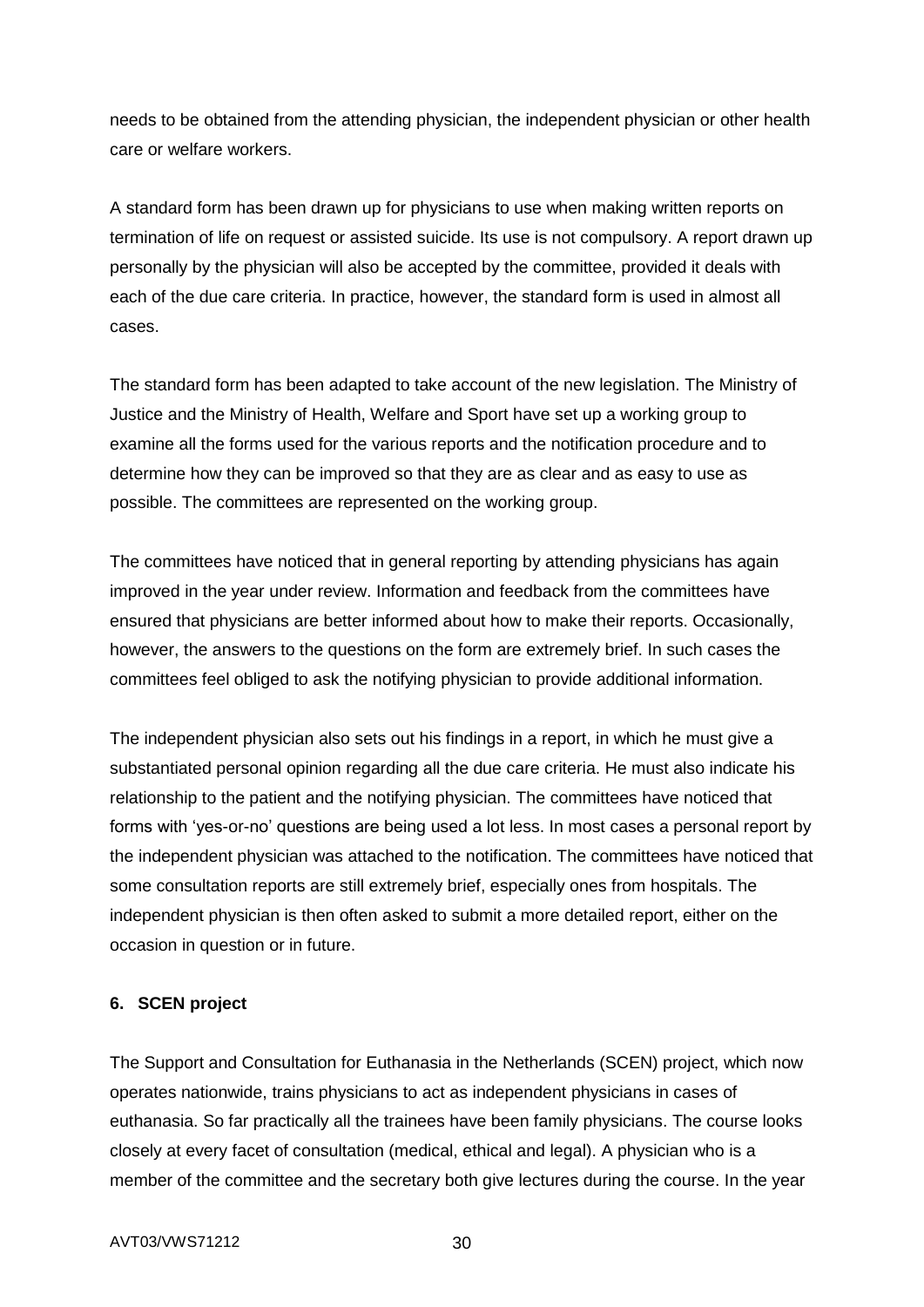needs to be obtained from the attending physician, the independent physician or other health care or welfare workers.

A standard form has been drawn up for physicians to use when making written reports on termination of life on request or assisted suicide. Its use is not compulsory. A report drawn up personally by the physician will also be accepted by the committee, provided it deals with each of the due care criteria. In practice, however, the standard form is used in almost all cases.

The standard form has been adapted to take account of the new legislation. The Ministry of Justice and the Ministry of Health, Welfare and Sport have set up a working group to examine all the forms used for the various reports and the notification procedure and to determine how they can be improved so that they are as clear and as easy to use as possible. The committees are represented on the working group.

The committees have noticed that in general reporting by attending physicians has again improved in the year under review. Information and feedback from the committees have ensured that physicians are better informed about how to make their reports. Occasionally, however, the answers to the questions on the form are extremely brief. In such cases the committees feel obliged to ask the notifying physician to provide additional information.

The independent physician also sets out his findings in a report, in which he must give a substantiated personal opinion regarding all the due care criteria. He must also indicate his relationship to the patient and the notifying physician. The committees have noticed that forms with 'yes-or-no' questions are being used a lot less. In most cases a personal report by the independent physician was attached to the notification. The committees have noticed that some consultation reports are still extremely brief, especially ones from hospitals. The independent physician is then often asked to submit a more detailed report, either on the occasion in question or in future.

## 6. SCEN project

The Support and Consultation for Euthanasia in the Netherlands (SCEN) project, which now operates nationwide, trains physicians to act as independent physicians in cases of euthanasia. So far practically all the trainees have been family physicians. The course looks closely at every facet of consultation (medical, ethical and legal). A physician who is a member of the committee and the secretary both give lectures during the course. In the year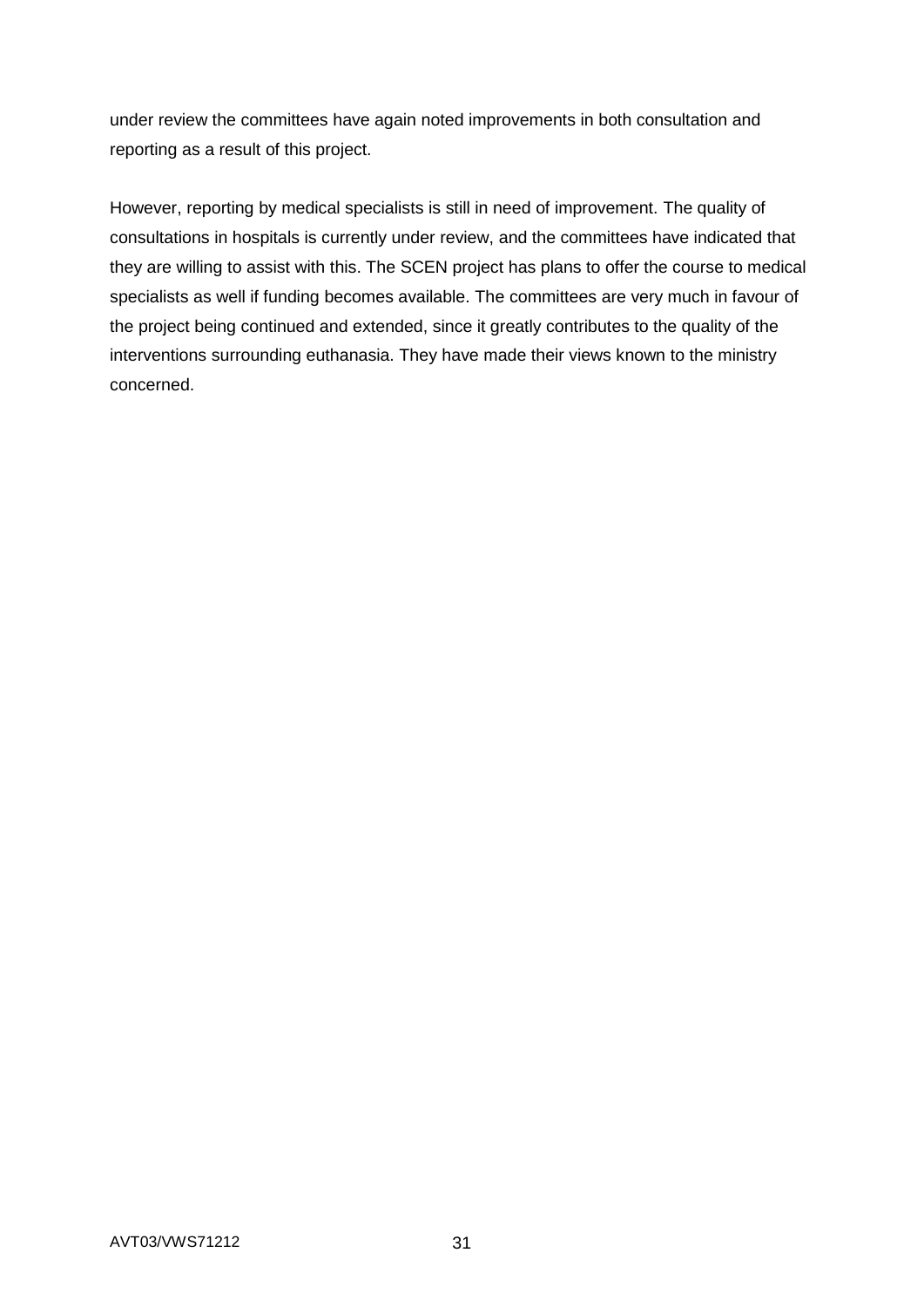under review the committees have again noted improvements in both consultation and reporting as a result of this project.

However, reporting by medical specialists is still in need of improvement. The quality of consultations in hospitals is currently under review, and the committees have indicated that they are willing to assist with this. The SCEN project has plans to offer the course to medical specialists as well if funding becomes available. The committees are very much in favour of the project being continued and extended, since it greatly contributes to the quality of the interventions surrounding euthanasia. They have made their views known to the ministry concerned.